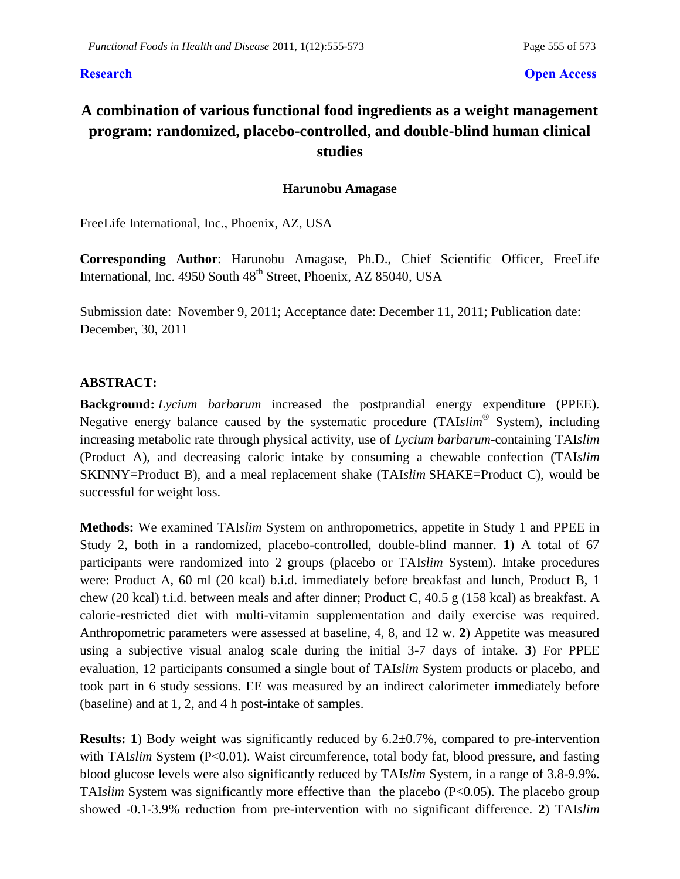**Research** **Open Access**

# A combination of various functional food ingredients as a weight management program: randomized, placebo-controlled, and double-blind human clinical studies

**Harunobu Amagase**

FreeLife International, Inc., Phoenix, AZ, USA

**Corresponding Author**: Harunobu Amagase, Ph.D., Chief Scientific Officer, FreeLife International, Inc. 4950 South 48th Street, Phoenix, AZ 85040, USA

Submission date: November 9, 2011; Acceptance date: December 11, 2011; Publication date: December, 30, 2011

## ABSTRACT:

**Background:** *Lycium barbarum* increased the postprandial energy expenditure (PPEE). Negative energy balance caused by the systematic procedure (TAI*slim*® System), including increasing metabolic rate through physical activity, use of *Lycium barbarum*-containing TAI*slim* (Product A), and decreasing caloric intake by consuming a chewable confection (TAI*slim* SKINNY=Product B), and a meal replacement shake (TAI*slim* SHAKE=Product C), would be successful for weight loss.

**Methods:** We examined TAI*slim* System on anthropometrics, appetite in Study 1 and PPEE in Study 2, both in a randomized, placebo-controlled, double-blind manner. **1**) A total of 67 participants were randomized into 2 groups (placebo or TAI*slim* System). Intake procedures were: Product A, 60 ml (20 kcal) b.i.d. immediately before breakfast and lunch, Product B, 1 chew (20 kcal) t.i.d. between meals and after dinner; Product C, 40.5 g (158 kcal) as breakfast. A calorie-restricted diet with multi-vitamin supplementation and daily exercise was required. Anthropometric parameters were assessed at baseline, 4, 8, and 12 w. **2**) Appetite was measured using a subjective visual analog scale during the initial 3-7 days of intake. **3**) For PPEE evaluation, 12 participants consumed a single bout of TAI*slim* System products or placebo, and took part in 6 study sessions. EE was measured by an indirect calorimeter immediately before (baseline) and at 1, 2, and 4 h post-intake of samples.

**Results:** **1**) Body weight was significantly reduced by 6.2±0.7%, compared to pre-intervention with TAI*slim* System (P<0.01). Waist circumference, total body fat, blood pressure, and fasting blood glucose levels were also significantly reduced by TAI*slim* System, in a range of 3.8-9.9%. TAI*slim* System was significantly more effective than the placebo (P<0.05). The placebo group showed -0.1-3.9% reduction from pre-intervention with no significant difference. **2**) TAI*slim*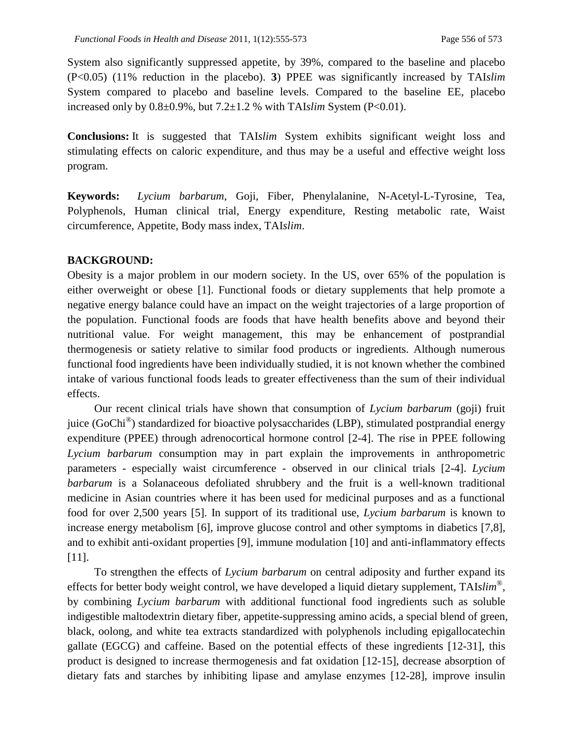System also significantly suppressed appetite, by 39%, compared to the baseline and placebo ($P<0.05$) (11% reduction in the placebo). **3**) PPEE was significantly increased by TAI*slim* System compared to placebo and baseline levels. Compared to the baseline EE, placebo increased only by $0.8\pm0.9\%$, but $7.2\pm1.2$ % with TAI*slim* System ($P<0.01$).

**Conclusions:** It is suggested that TAI*slim* System exhibits significant weight loss and stimulating effects on caloric expenditure, and thus may be a useful and effective weight loss program.

**Keywords:** *Lycium barbarum*, Goji, Fiber, Phenylalanine, N-Acetyl-L-Tyrosine, Tea, Polyphenols, Human clinical trial, Energy expenditure, Resting metabolic rate, Waist circumference, Appetite, Body mass index, TAI*slim*.

## BACKGROUND:

Obesity is a major problem in our modern society. In the US, over 65% of the population is either overweight or obese [1]. Functional foods or dietary supplements that help promote a negative energy balance could have an impact on the weight trajectories of a large proportion of the population. Functional foods are foods that have health benefits above and beyond their nutritional value. For weight management, this may be enhancement of postprandial thermogenesis or satiety relative to similar food products or ingredients. Although numerous functional food ingredients have been individually studied, it is not known whether the combined intake of various functional foods leads to greater effectiveness than the sum of their individual effects.

Our recent clinical trials have shown that consumption of *Lycium barbarum* (goji) fruit juice (GoChi®) standardized for bioactive polysaccharides (LBP), stimulated postprandial energy expenditure (PPEE) through adrenocortical hormone control [2-4]. The rise in PPEE following *Lycium barbarum* consumption may in part explain the improvements in anthropometric parameters - especially waist circumference - observed in our clinical trials [2-4]. *Lycium barbarum* is a Solanaceous defoliated shrubbery and the fruit is a well-known traditional medicine in Asian countries where it has been used for medicinal purposes and as a functional food for over 2,500 years [5]. In support of its traditional use, *Lycium barbarum* is known to increase energy metabolism [6], improve glucose control and other symptoms in diabetics [7,8], and to exhibit anti-oxidant properties [9], immune modulation [10] and anti-inflammatory effects [11].

To strengthen the effects of *Lycium barbarum* on central adiposity and further expand its effects for better body weight control, we have developed a liquid dietary supplement, TAI*slim*®, by combining *Lycium barbarum* with additional functional food ingredients such as soluble indigestible maltodextrin dietary fiber, appetite-suppressing amino acids, a special blend of green, black, oolong, and white tea extracts standardized with polyphenols including epigallocatechin gallate (EGCG) and caffeine. Based on the potential effects of these ingredients [12-31], this product is designed to increase thermogenesis and fat oxidation [12-15], decrease absorption of dietary fats and starches by inhibiting lipase and amylase enzymes [12-28], improve insulin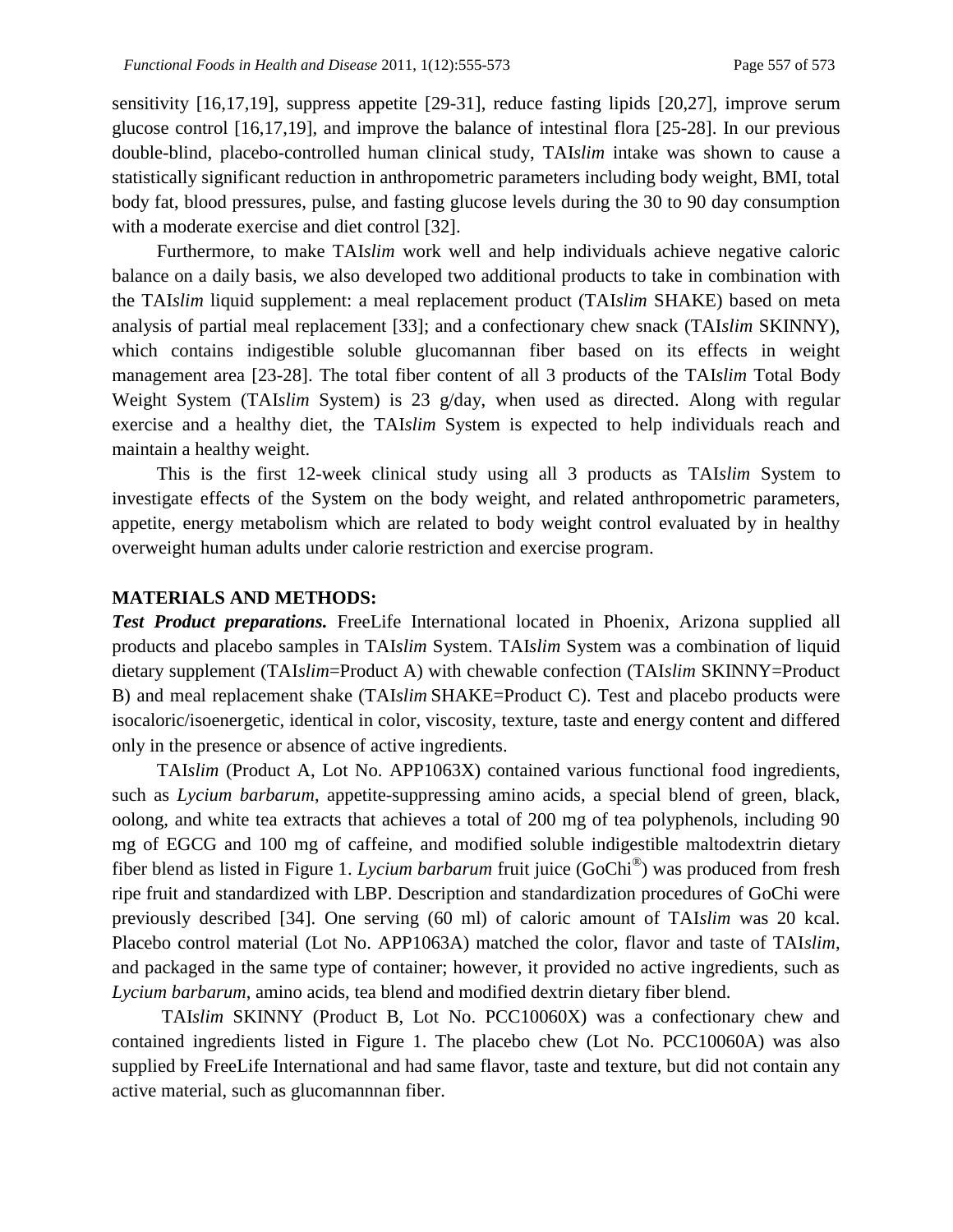sensitivity [16,17,19], suppress appetite [29-31], reduce fasting lipids [20,27], improve serum glucose control [16,17,19], and improve the balance of intestinal flora [25-28]. In our previous double-blind, placebo-controlled human clinical study, TAI*slim* intake was shown to cause a statistically significant reduction in anthropometric parameters including body weight, BMI, total body fat, blood pressures, pulse, and fasting glucose levels during the 30 to 90 day consumption with a moderate exercise and diet control [32].

Furthermore, to make TAI*slim* work well and help individuals achieve negative caloric balance on a daily basis, we also developed two additional products to take in combination with the TAI*slim* liquid supplement: a meal replacement product (TAI*slim* SHAKE) based on meta analysis of partial meal replacement [33]; and a confectionary chew snack (TAI*slim* SKINNY), which contains indigestible soluble glucomannan fiber based on its effects in weight management area [23-28]. The total fiber content of all 3 products of the TAI*slim* Total Body Weight System (TAI*slim* System) is 23 g/day, when used as directed. Along with regular exercise and a healthy diet, the TAI*slim* System is expected to help individuals reach and maintain a healthy weight.

This is the first 12-week clinical study using all 3 products as TAI*slim* System to investigate effects of the System on the body weight, and related anthropometric parameters, appetite, energy metabolism which are related to body weight control evaluated by in healthy overweight human adults under calorie restriction and exercise program.

## MATERIALS AND METHODS:

***Test Product preparations.*** FreeLife International located in Phoenix, Arizona supplied all products and placebo samples in TAI*slim* System. TAI*slim* System was a combination of liquid dietary supplement (TAI*slim*=Product A) with chewable confection (TAI*slim* SKINNY=Product B) and meal replacement shake (TAI*slim* SHAKE=Product C). Test and placebo products were isocaloric/isoenergetic, identical in color, viscosity, texture, taste and energy content and differed only in the presence or absence of active ingredients.

TAI*slim* (Product A, Lot No. APP1063X) contained various functional food ingredients, such as *Lycium barbarum*, appetite-suppressing amino acids, a special blend of green, black, oolong, and white tea extracts that achieves a total of 200 mg of tea polyphenols, including 90 mg of EGCG and 100 mg of caffeine, and modified soluble indigestible maltodextrin dietary fiber blend as listed in Figure 1. *Lycium barbarum* fruit juice (GoChi®) was produced from fresh ripe fruit and standardized with LBP. Description and standardization procedures of GoChi were previously described [34]. One serving (60 ml) of caloric amount of TAI*slim* was 20 kcal. Placebo control material (Lot No. APP1063A) matched the color, flavor and taste of TAI*slim*, and packaged in the same type of container; however, it provided no active ingredients, such as *Lycium barbarum*, amino acids, tea blend and modified dextrin dietary fiber blend.

TAI*slim* SKINNY (Product B, Lot No. PCC10060X) was a confectionary chew and contained ingredients listed in Figure 1. The placebo chew (Lot No. PCC10060A) was also supplied by FreeLife International and had same flavor, taste and texture, but did not contain any active material, such as glucomannnan fiber.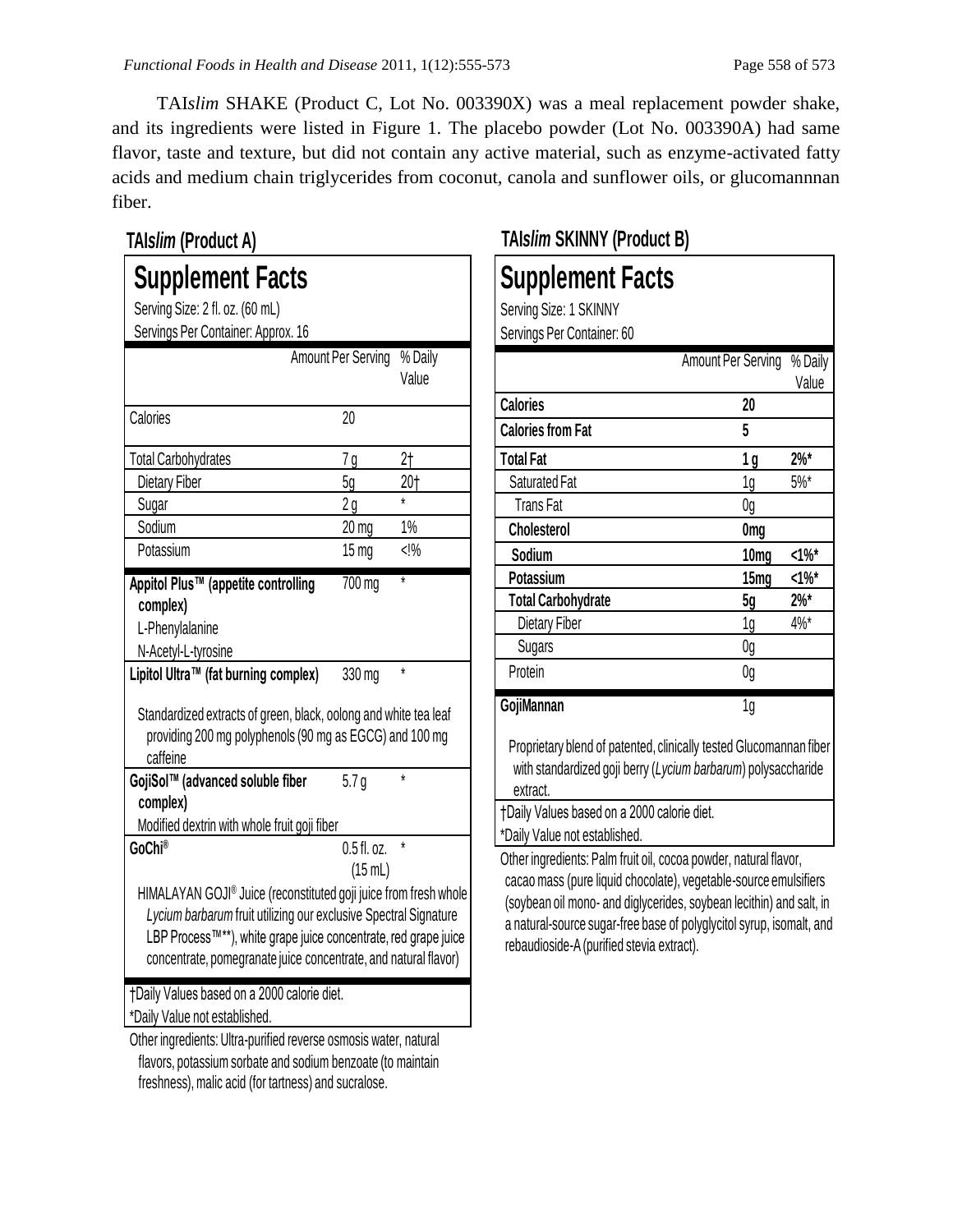TAI*slim* SHAKE (Product C, Lot No. 003390X) was a meal replacement powder shake, and its ingredients were listed in Figure 1. The placebo powder (Lot No. 003390A) had same flavor, taste and texture, but did not contain any active material, such as enzyme-activated fatty acids and medium chain triglycerides from coconut, canola and sunflower oils, or glucomannnan fiber.

### TAI*slim* (Product A)

**Supplement Facts**

Serving Size: 2 fl. oz. (60 mL)
Servings Per Container: Approx. 16

| | Amount Per Serving | % Daily Value |
|---|---|---|
| Calories | 20 | |
| Total Carbohydrates | 7 g | 2† |
| Dietary Fiber | 5g | 20† |
| Sugar | 2 g | * |
| Sodium | 20 mg | 1% |
| Potassium | 15 mg | <!% |
| **Appitol Plus™ (appetite controlling complex)** L-Phenylalanine, N-Acetyl-L-tyrosine | 700 mg | * |
| **Lipitol Ultra™ (fat burning complex)** Standardized extracts of green, black, oolong and white tea leaf providing 200 mg polyphenols (90 mg as EGCG) and 100 mg caffeine | 330 mg | * |
| **GojiSol™ (advanced soluble fiber complex)** Modified dextrin with whole fruit goji fiber | 5.7 g | * |
| **GoChi®** HIMALAYAN GOJI® Juice (reconstituted goji juice from fresh whole *Lycium barbarum* fruit utilizing our exclusive Spectral Signature LBP Process™**), white grape juice concentrate, red grape juice concentrate, pomegranate juice concentrate, and natural flavor) | 0.5 fl. oz. (15 mL) | * |

†Daily Values based on a 2000 calorie diet.
*Daily Value not established.

Other ingredients: Ultra-purified reverse osmosis water, natural flavors, potassium sorbate and sodium benzoate (to maintain freshness), malic acid (for tartness) and sucralose.

### TAI*slim* SKINNY (Product B)

**Supplement Facts**

Serving Size: 1 SKINNY
Servings Per Container: 60

| | Amount Per Serving | % Daily Value |
|---|---|---|
| **Calories** | **20** | |
| **Calories from Fat** | **5** | |
| **Total Fat** | **1 g** | **2%*** |
| Saturated Fat | 1g | 5%* |
| Trans Fat | 0g | |
| **Cholesterol** | **0mg** | |
| **Sodium** | **10mg** | **<1%*** |
| **Potassium** | **15mg** | **<1%*** |
| **Total Carbohydrate** | **5g** | **2%*** |
| Dietary Fiber | 1g | 4%* |
| Sugars | 0g | |
| Protein | 0g | |
| **GojiMannan** Proprietary blend of patented, clinically tested Glucomannan fiber with standardized goji berry (*Lycium barbarum*) polysaccharide extract. | 1g | |

†Daily Values based on a 2000 calorie diet.
*Daily Value not established.

Other ingredients: Palm fruit oil, cocoa powder, natural flavor, cacao mass (pure liquid chocolate), vegetable-source emulsifiers (soybean oil mono- and diglycerides, soybean lecithin) and salt, in a natural-source sugar-free base of polyglycitol syrup, isomalt, and rebaudioside-A (purified stevia extract).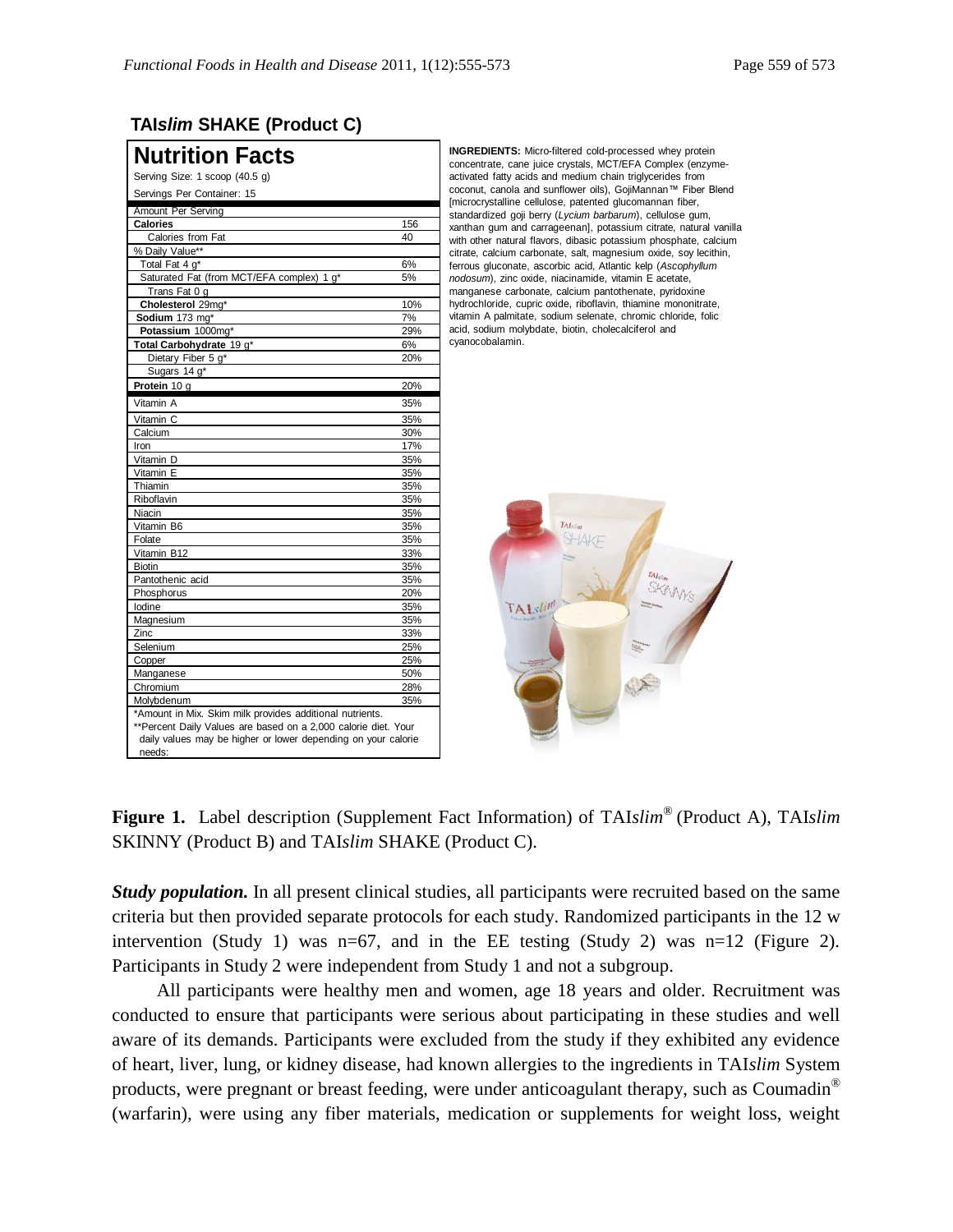### TAI*slim* SHAKE (Product C)

| Nutrition Facts | |
|---|---|
| Serving Size: 1 scoop (40.5 g) | |
| Servings Per Container: 15 | |
| Amount Per Serving | |
| **Calories** | 156 |
| Calories from Fat | 40 |
| % Daily Value** | |
| Total Fat 4 g* | 6% |
| Saturated Fat (from MCT/EFA complex) 1 g* | 5% |
| Trans Fat 0 g | |
| **Cholesterol** 29mg* | 10% |
| **Sodium** 173 mg* | 7% |
| **Potassium** 1000mg* | 29% |
| **Total Carbohydrate** 19 g* | 6% |
| Dietary Fiber 5 g* | 20% |
| Sugars 14 g* | |
| **Protein** 10 g | 20% |
| Vitamin A | 35% |
| Vitamin C | 35% |
| Calcium | 30% |
| Iron | 17% |
| Vitamin D | 35% |
| Vitamin E | 35% |
| Thiamin | 35% |
| Riboflavin | 35% |
| Niacin | 35% |
| Vitamin B6 | 35% |
| Folate | 35% |
| Vitamin B12 | 33% |
| Biotin | 35% |
| Pantothenic acid | 35% |
| Phosphorus | 20% |
| Iodine | 35% |
| Magnesium | 35% |
| Zinc | 33% |
| Selenium | 25% |
| Copper | 25% |
| Manganese | 50% |
| Chromium | 28% |
| Molybdenum | 35% |

*Amount in Mix. Skim milk provides additional nutrients.
**Percent Daily Values are based on a 2,000 calorie diet. Your daily values may be higher or lower depending on your calorie needs:

**INGREDIENTS:** Micro-filtered cold-processed whey protein concentrate, cane juice crystals, MCT/EFA Complex (enzyme-activated fatty acids and medium chain triglycerides from coconut, canola and sunflower oils), GojiMannan™ Fiber Blend [microcrystalline cellulose, patented glucomannan fiber, standardized goji berry (*Lycium barbarum*), cellulose gum, xanthan gum and carrageenan], potassium citrate, natural vanilla with other natural flavors, dibasic potassium phosphate, calcium citrate, calcium carbonate, salt, magnesium oxide, soy lecithin, ferrous gluconate, ascorbic acid, Atlantic kelp (*Ascophyllum nodosum*), zinc oxide, niacinamide, vitamin E acetate, manganese carbonate, calcium pantothenate, pyridoxine hydrochloride, cupric oxide, riboflavin, thiamine mononitrate, vitamin A palmitate, sodium selenate, chromic chloride, folic acid, sodium molybdate, biotin, cholecalciferol and cyanocobalamin.

**Figure 1.** Label description (Supplement Fact Information) of TAI*slim*® (Product A), TAI*slim* SKINNY (Product B) and TAI*slim* SHAKE (Product C).

***Study population.*** In all present clinical studies, all participants were recruited based on the same criteria but then provided separate protocols for each study. Randomized participants in the 12 w intervention (Study 1) was n=67, and in the EE testing (Study 2) was n=12 (Figure 2). Participants in Study 2 were independent from Study 1 and not a subgroup.

All participants were healthy men and women, age 18 years and older. Recruitment was conducted to ensure that participants were serious about participating in these studies and well aware of its demands. Participants were excluded from the study if they exhibited any evidence of heart, liver, lung, or kidney disease, had known allergies to the ingredients in TAI*slim* System products, were pregnant or breast feeding, were under anticoagulant therapy, such as Coumadin® (warfarin), were using any fiber materials, medication or supplements for weight loss, weight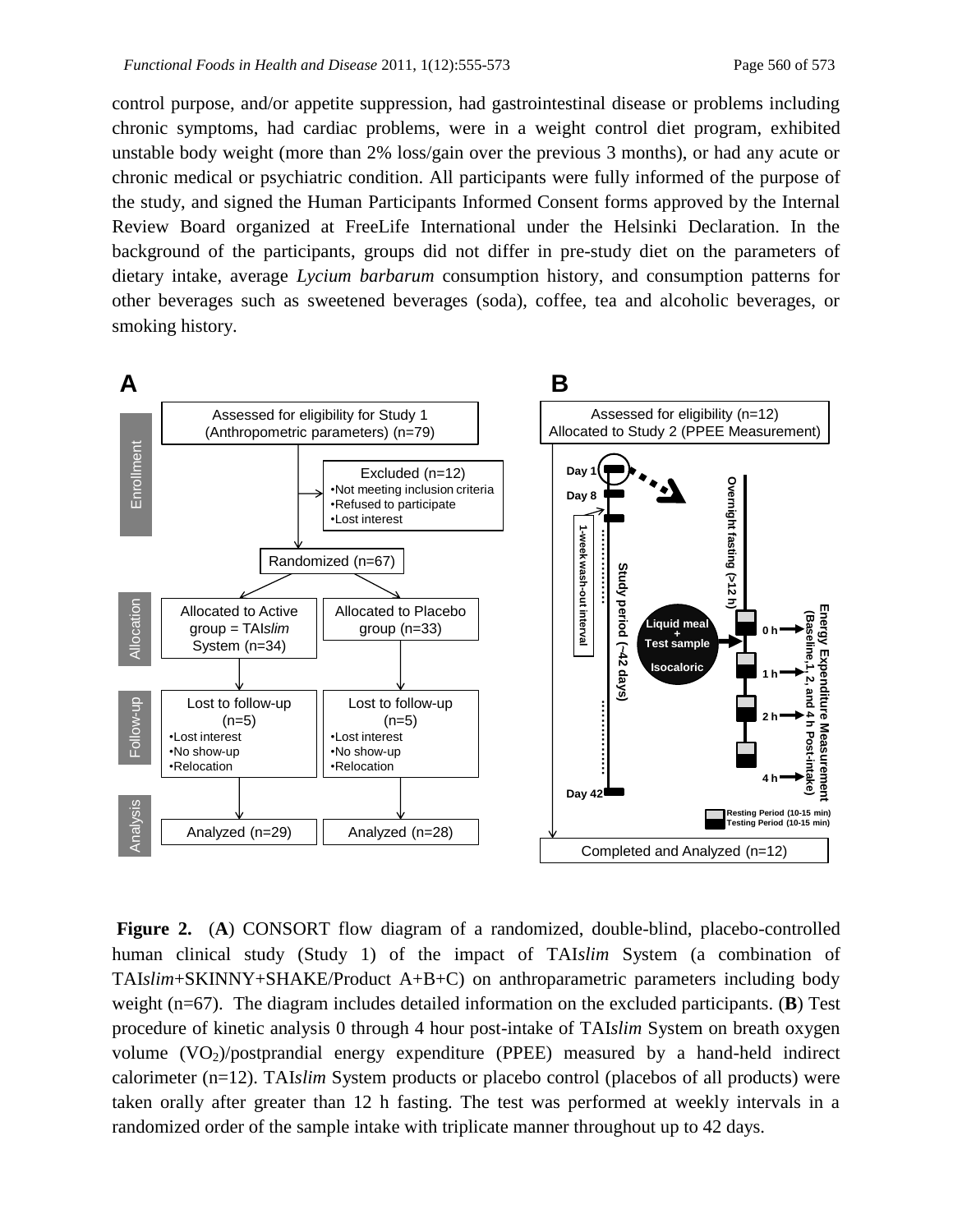control purpose, and/or appetite suppression, had gastrointestinal disease or problems including chronic symptoms, had cardiac problems, were in a weight control diet program, exhibited unstable body weight (more than 2% loss/gain over the previous 3 months), or had any acute or chronic medical or psychiatric condition. All participants were fully informed of the purpose of the study, and signed the Human Participants Informed Consent forms approved by the Internal Review Board organized at FreeLife International under the Helsinki Declaration. In the background of the participants, groups did not differ in pre-study diet on the parameters of dietary intake, average *Lycium barbarum* consumption history, and consumption patterns for other beverages such as sweetened beverages (soda), coffee, tea and alcoholic beverages, or smoking history.

**Figure 2.** (**A**) CONSORT flow diagram of a randomized, double-blind, placebo-controlled human clinical study (Study 1) of the impact of TAI*slim* System (a combination of TAI*slim*+SKINNY+SHAKE/Product A+B+C) on anthroparametric parameters including body weight (n=67). The diagram includes detailed information on the excluded participants. (**B**) Test procedure of kinetic analysis 0 through 4 hour post-intake of TAI*slim* System on breath oxygen volume ($VO_2$)/postprandial energy expenditure (PPEE) measured by a hand-held indirect calorimeter (n=12). TAI*slim* System products or placebo control (placebos of all products) were taken orally after greater than 12 h fasting. The test was performed at weekly intervals in a randomized order of the sample intake with triplicate manner throughout up to 42 days.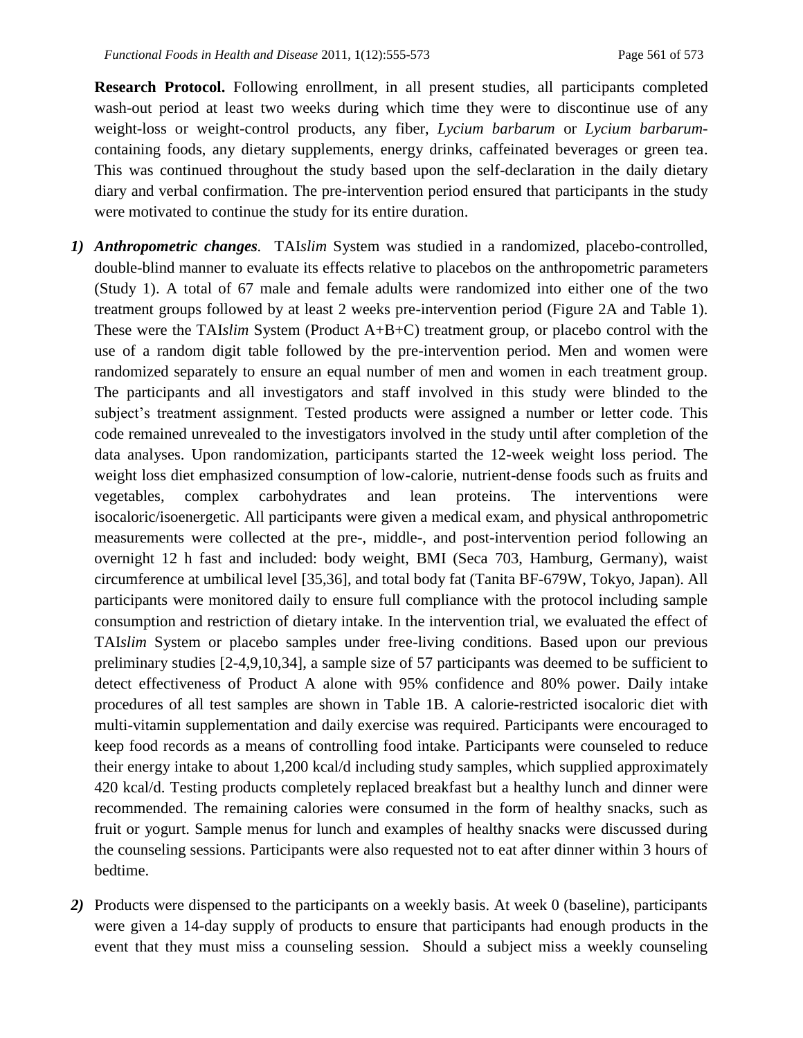**Research Protocol.** Following enrollment, in all present studies, all participants completed wash-out period at least two weeks during which time they were to discontinue use of any weight-loss or weight-control products, any fiber, *Lycium barbarum* or *Lycium barbarum*-containing foods, any dietary supplements, energy drinks, caffeinated beverages or green tea. This was continued throughout the study based upon the self-declaration in the daily dietary diary and verbal confirmation. The pre-intervention period ensured that participants in the study were motivated to continue the study for its entire duration.

1) ***Anthropometric changes.*** TAI*slim* System was studied in a randomized, placebo-controlled, double-blind manner to evaluate its effects relative to placebos on the anthropometric parameters (Study 1). A total of 67 male and female adults were randomized into either one of the two treatment groups followed by at least 2 weeks pre-intervention period (Figure 2A and Table 1). These were the TAI*slim* System (Product A+B+C) treatment group, or placebo control with the use of a random digit table followed by the pre-intervention period. Men and women were randomized separately to ensure an equal number of men and women in each treatment group. The participants and all investigators and staff involved in this study were blinded to the subject's treatment assignment. Tested products were assigned a number or letter code. This code remained unrevealed to the investigators involved in the study until after completion of the data analyses. Upon randomization, participants started the 12-week weight loss period. The weight loss diet emphasized consumption of low-calorie, nutrient-dense foods such as fruits and vegetables, complex carbohydrates and lean proteins. The interventions were isocaloric/isoenergetic. All participants were given a medical exam, and physical anthropometric measurements were collected at the pre-, middle-, and post-intervention period following an overnight 12 h fast and included: body weight, BMI (Seca 703, Hamburg, Germany), waist circumference at umbilical level [35,36], and total body fat (Tanita BF-679W, Tokyo, Japan). All participants were monitored daily to ensure full compliance with the protocol including sample consumption and restriction of dietary intake. In the intervention trial, we evaluated the effect of TAI*slim* System or placebo samples under free-living conditions. Based upon our previous preliminary studies [2-4,9,10,34], a sample size of 57 participants was deemed to be sufficient to detect effectiveness of Product A alone with 95% confidence and 80% power. Daily intake procedures of all test samples are shown in Table 1B. A calorie-restricted isocaloric diet with multi-vitamin supplementation and daily exercise was required. Participants were encouraged to keep food records as a means of controlling food intake. Participants were counseled to reduce their energy intake to about 1,200 kcal/d including study samples, which supplied approximately 420 kcal/d. Testing products completely replaced breakfast but a healthy lunch and dinner were recommended. The remaining calories were consumed in the form of healthy snacks, such as fruit or yogurt. Sample menus for lunch and examples of healthy snacks were discussed during the counseling sessions. Participants were also requested not to eat after dinner within 3 hours of bedtime.

2) Products were dispensed to the participants on a weekly basis. At week 0 (baseline), participants were given a 14-day supply of products to ensure that participants had enough products in the event that they must miss a counseling session. Should a subject miss a weekly counseling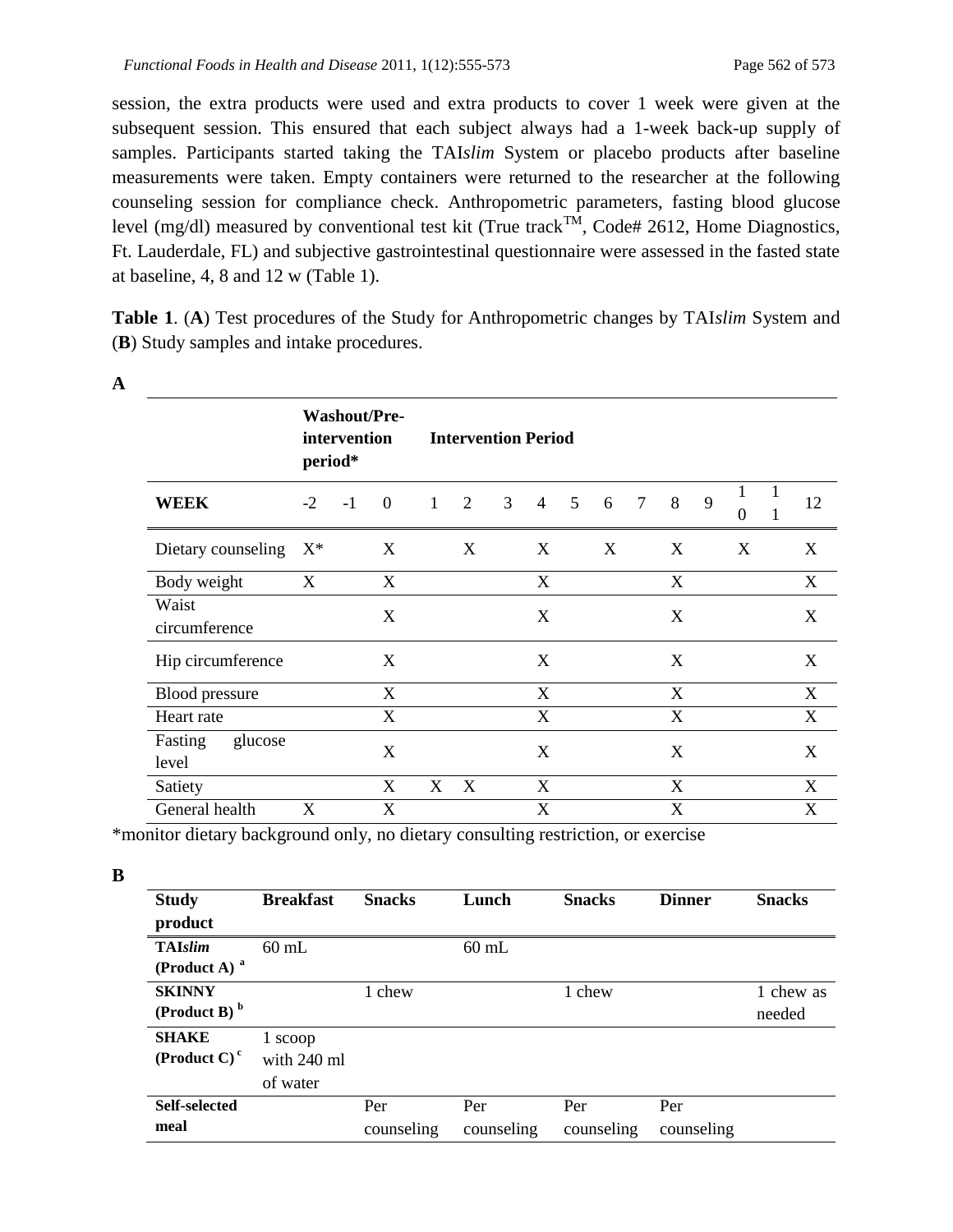session, the extra products were used and extra products to cover 1 week were given at the subsequent session. This ensured that each subject always had a 1-week back-up supply of samples. Participants started taking the TAI*slim* System or placebo products after baseline measurements were taken. Empty containers were returned to the researcher at the following counseling session for compliance check. Anthropometric parameters, fasting blood glucose level (mg/dl) measured by conventional test kit (True track$^{TM}$, Code# 2612, Home Diagnostics, Ft. Lauderdale, FL) and subjective gastrointestinal questionnaire were assessed in the fasted state at baseline, 4, 8 and 12 w (Table 1).

**Table 1**. (**A**) Test procedures of the Study for Anthropometric changes by TAI*slim* System and (**B**) Study samples and intake procedures.

**A**

| | **Washout/Pre-intervention period*** | | | **Intervention Period** | | | | | | | | | | | |
|---|---|---|---|---|---|---|---|---|---|---|---|---|---|---|---|
| **WEEK** | -2 | -1 | 0 | 1 | 2 | 3 | 4 | 5 | 6 | 7 | 8 | 9 | 10 | 11 | 12 |
| Dietary counseling | X* | | X | | X | | X | | X | | X | | X | | X |
| Body weight | X | | X | | | | X | | | | X | | | | X |
| Waist circumference | | | X | | | | X | | | | X | | | | X |
| Hip circumference | | | X | | | | X | | | | X | | | | X |
| Blood pressure | | | X | | | | X | | | | X | | | | X |
| Heart rate | | | X | | | | X | | | | X | | | | X |
| Fasting glucose level | | | X | | | | X | | | | X | | | | X |
| Satiety | | | X | X | X | | X | | | | X | | | | X |
| General health | X | | X | | | | X | | | | X | | | | X |

*monitor dietary background only, no dietary consulting restriction, or exercise

**B**

| **Study product** | **Breakfast** | **Snacks** | **Lunch** | **Snacks** | **Dinner** | **Snacks** |
|---|---|---|---|---|---|---|
| **TAI*slim* (Product A)** [a] | 60 mL | | 60 mL | | | |
| **SKINNY (Product B)** [b] | | 1 chew | | 1 chew | | 1 chew as needed |
| **SHAKE (Product C)** [c] | 1 scoop with 240 ml of water | | | | | |
| **Self-selected meal** | | Per counseling | Per counseling | Per counseling | Per counseling | |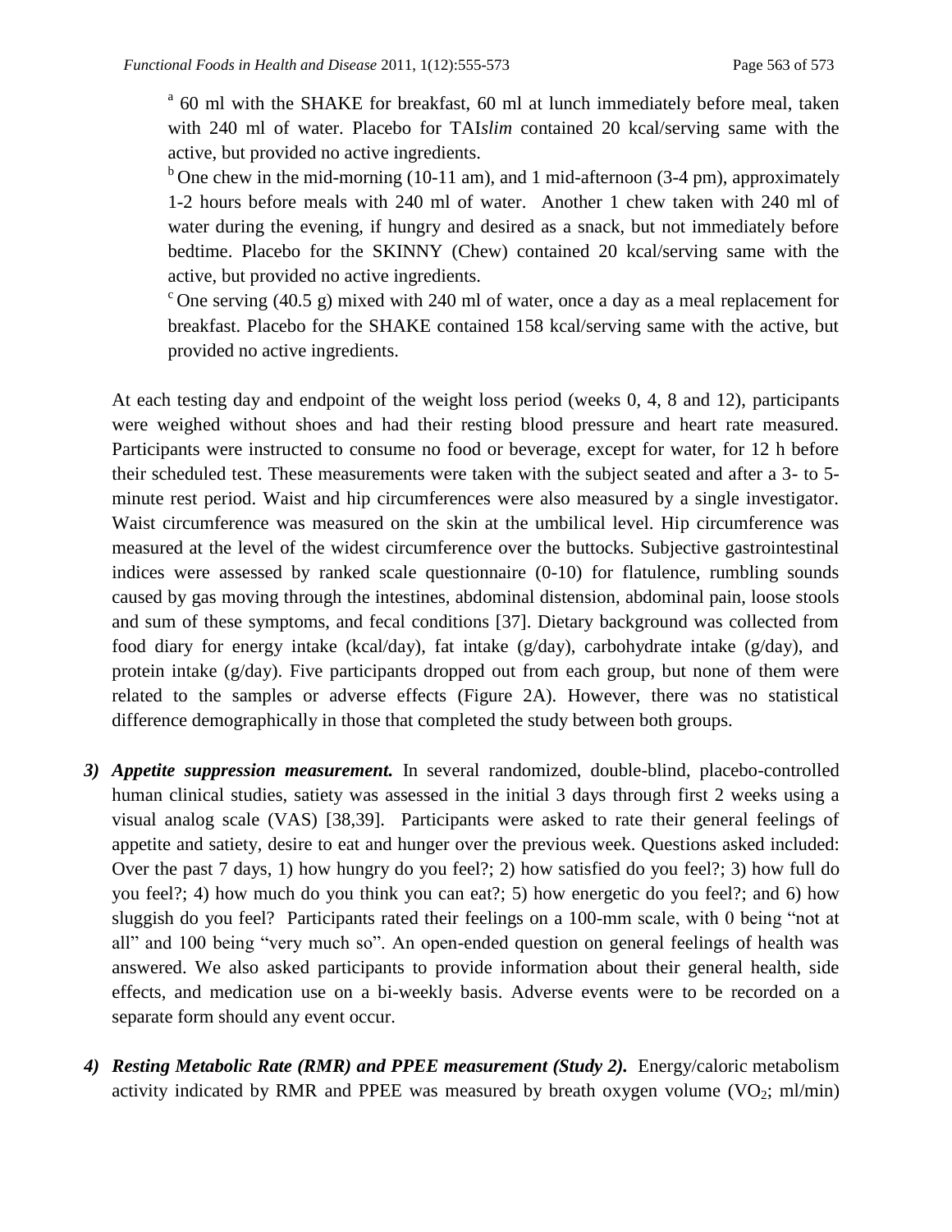[a] 60 ml with the SHAKE for breakfast, 60 ml at lunch immediately before meal, taken with 240 ml of water. Placebo for TAI*slim* contained 20 kcal/serving same with the active, but provided no active ingredients.

[b] One chew in the mid-morning (10-11 am), and 1 mid-afternoon (3-4 pm), approximately 1-2 hours before meals with 240 ml of water. Another 1 chew taken with 240 ml of water during the evening, if hungry and desired as a snack, but not immediately before bedtime. Placebo for the SKINNY (Chew) contained 20 kcal/serving same with the active, but provided no active ingredients.

[c] One serving (40.5 g) mixed with 240 ml of water, once a day as a meal replacement for breakfast. Placebo for the SHAKE contained 158 kcal/serving same with the active, but provided no active ingredients.

At each testing day and endpoint of the weight loss period (weeks 0, 4, 8 and 12), participants were weighed without shoes and had their resting blood pressure and heart rate measured. Participants were instructed to consume no food or beverage, except for water, for 12 h before their scheduled test. These measurements were taken with the subject seated and after a 3- to 5-minute rest period. Waist and hip circumferences were also measured by a single investigator. Waist circumference was measured on the skin at the umbilical level. Hip circumference was measured at the level of the widest circumference over the buttocks. Subjective gastrointestinal indices were assessed by ranked scale questionnaire (0-10) for flatulence, rumbling sounds caused by gas moving through the intestines, abdominal distension, abdominal pain, loose stools and sum of these symptoms, and fecal conditions [37]. Dietary background was collected from food diary for energy intake (kcal/day), fat intake (g/day), carbohydrate intake (g/day), and protein intake (g/day). Five participants dropped out from each group, but none of them were related to the samples or adverse effects (Figure 2A). However, there was no statistical difference demographically in those that completed the study between both groups.

3) ***Appetite suppression measurement.*** In several randomized, double-blind, placebo-controlled human clinical studies, satiety was assessed in the initial 3 days through first 2 weeks using a visual analog scale (VAS) [38,39]. Participants were asked to rate their general feelings of appetite and satiety, desire to eat and hunger over the previous week. Questions asked included: Over the past 7 days, 1) how hungry do you feel?; 2) how satisfied do you feel?; 3) how full do you feel?; 4) how much do you think you can eat?; 5) how energetic do you feel?; and 6) how sluggish do you feel? Participants rated their feelings on a 100-mm scale, with 0 being "not at all" and 100 being "very much so". An open-ended question on general feelings of health was answered. We also asked participants to provide information about their general health, side effects, and medication use on a bi-weekly basis. Adverse events were to be recorded on a separate form should any event occur.

4) ***Resting Metabolic Rate (RMR) and PPEE measurement (Study 2).*** Energy/caloric metabolism activity indicated by RMR and PPEE was measured by breath oxygen volume ($VO_2$; ml/min)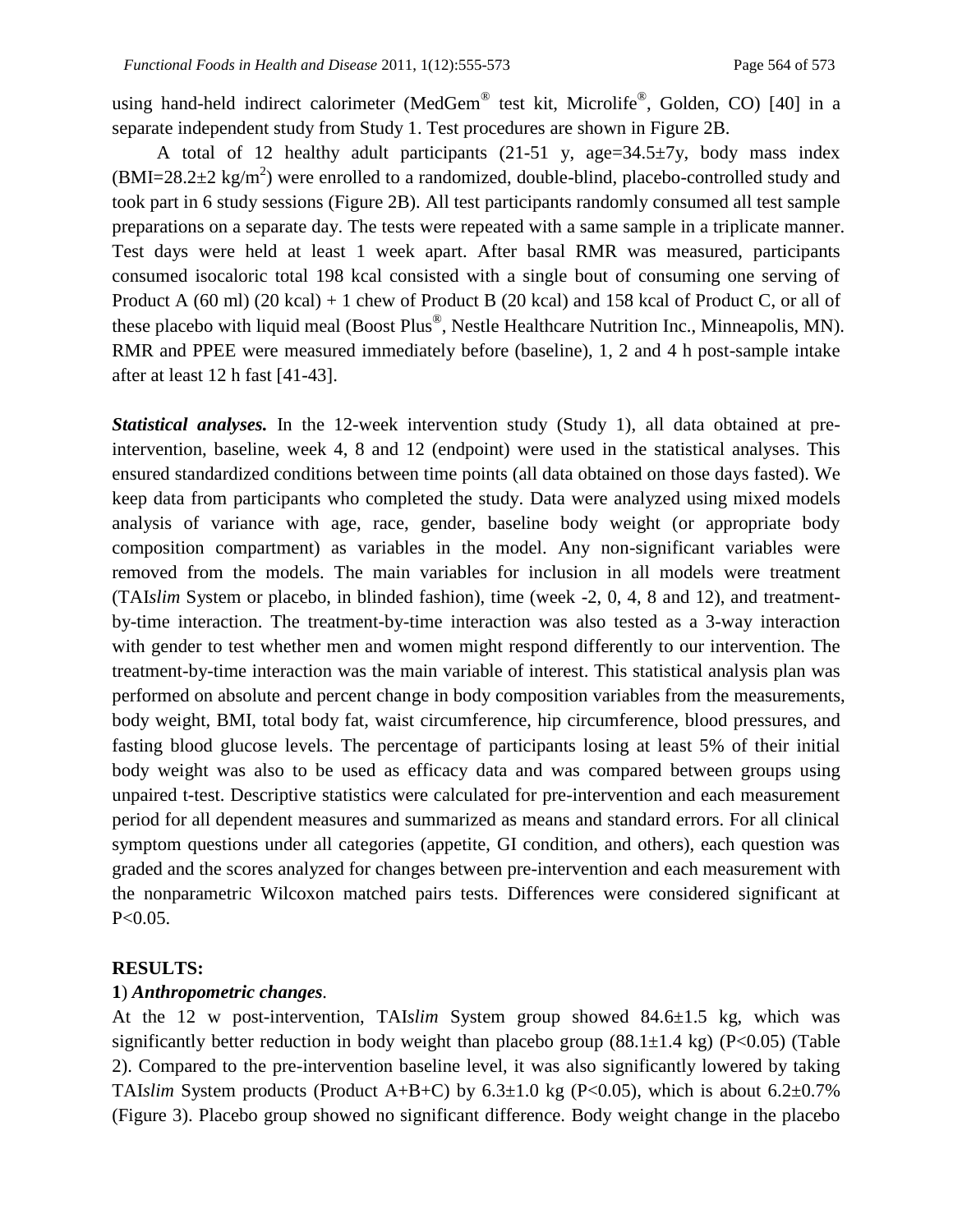using hand-held indirect calorimeter (MedGem® test kit, Microlife®, Golden, CO) [40] in a separate independent study from Study 1. Test procedures are shown in Figure 2B.

A total of 12 healthy adult participants (21-51 y, age=34.5±7y, body mass index (BMI=28.2±2 kg/m$^2$) were enrolled to a randomized, double-blind, placebo-controlled study and took part in 6 study sessions (Figure 2B). All test participants randomly consumed all test sample preparations on a separate day. The tests were repeated with a same sample in a triplicate manner. Test days were held at least 1 week apart. After basal RMR was measured, participants consumed isocaloric total 198 kcal consisted with a single bout of consuming one serving of Product A (60 ml) (20 kcal) + 1 chew of Product B (20 kcal) and 158 kcal of Product C, or all of these placebo with liquid meal (Boost Plus®, Nestle Healthcare Nutrition Inc., Minneapolis, MN). RMR and PPEE were measured immediately before (baseline), 1, 2 and 4 h post-sample intake after at least 12 h fast [41-43].

***Statistical analyses.*** In the 12-week intervention study (Study 1), all data obtained at pre-intervention, baseline, week 4, 8 and 12 (endpoint) were used in the statistical analyses. This ensured standardized conditions between time points (all data obtained on those days fasted). We keep data from participants who completed the study. Data were analyzed using mixed models analysis of variance with age, race, gender, baseline body weight (or appropriate body composition compartment) as variables in the model. Any non-significant variables were removed from the models. The main variables for inclusion in all models were treatment (TAI*slim* System or placebo, in blinded fashion), time (week -2, 0, 4, 8 and 12), and treatment-by-time interaction. The treatment-by-time interaction was also tested as a 3-way interaction with gender to test whether men and women might respond differently to our intervention. The treatment-by-time interaction was the main variable of interest. This statistical analysis plan was performed on absolute and percent change in body composition variables from the measurements, body weight, BMI, total body fat, waist circumference, hip circumference, blood pressures, and fasting blood glucose levels. The percentage of participants losing at least 5% of their initial body weight was also to be used as efficacy data and was compared between groups using unpaired t-test. Descriptive statistics were calculated for pre-intervention and each measurement period for all dependent measures and summarized as means and standard errors. For all clinical symptom questions under all categories (appetite, GI condition, and others), each question was graded and the scores analyzed for changes between pre-intervention and each measurement with the nonparametric Wilcoxon matched pairs tests. Differences were considered significant at $P<0.05$.

## RESULTS:

### 1) *Anthropometric changes*.

At the 12 w post-intervention, TAI*slim* System group showed 84.6±1.5 kg, which was significantly better reduction in body weight than placebo group (88.1±1.4 kg) ($P<0.05$) (Table 2). Compared to the pre-intervention baseline level, it was also significantly lowered by taking TAI*slim* System products (Product A+B+C) by 6.3±1.0 kg ($P<0.05$), which is about 6.2±0.7% (Figure 3). Placebo group showed no significant difference. Body weight change in the placebo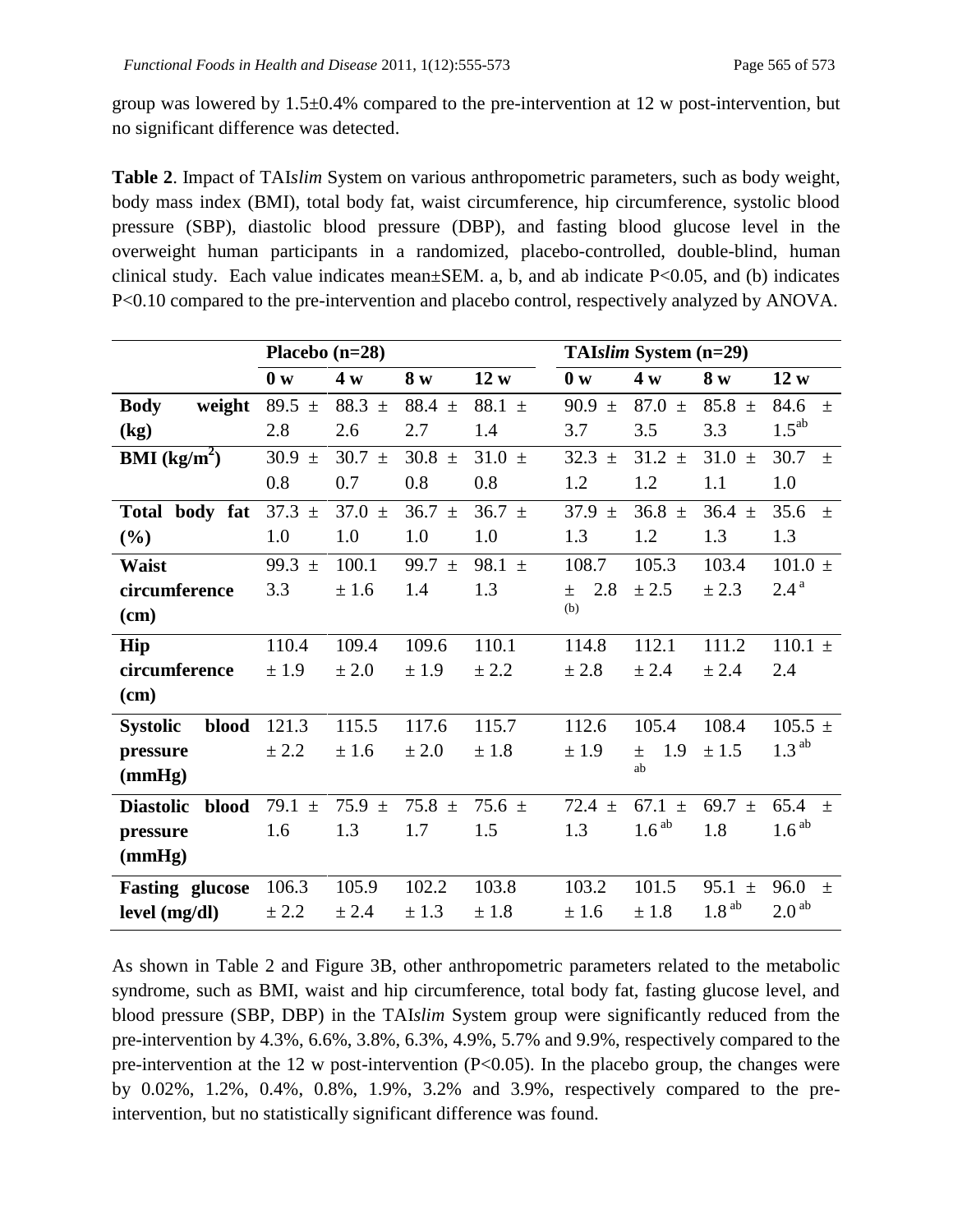group was lowered by 1.5±0.4% compared to the pre-intervention at 12 w post-intervention, but no significant difference was detected.

**Table 2**. Impact of TAI*slim* System on various anthropometric parameters, such as body weight, body mass index (BMI), total body fat, waist circumference, hip circumference, systolic blood pressure (SBP), diastolic blood pressure (DBP), and fasting blood glucose level in the overweight human participants in a randomized, placebo-controlled, double-blind, human clinical study. Each value indicates mean±SEM. a, b, and ab indicate P<0.05, and (b) indicates P<0.10 compared to the pre-intervention and placebo control, respectively analyzed by ANOVA.

| | Placebo (n=28) | | | | TAI*slim* System (n=29) | | | |
|---|---|---|---|---|---|---|---|---|
| | **0 w** | **4 w** | **8 w** | **12 w** | **0 w** | **4 w** | **8 w** | **12 w** |
| **Body weight (kg)** | 89.5 ± 2.8 | 88.3 ± 2.6 | 88.4 ± 2.7 | 88.1 ± 1.4 | 90.9 ± 3.7 | 87.0 ± 3.5 | 85.8 ± 3.3 | 84.6 ± 1.5[ab] |
| **BMI (kg/m$^2$)** | 30.9 ± 0.8 | 30.7 ± 0.7 | 30.8 ± 0.8 | 31.0 ± 0.8 | 32.3 ± 1.2 | 31.2 ± 1.2 | 31.0 ± 1.1 | 30.7 ± 1.0 |
| **Total body fat (%)** | 37.3 ± 1.0 | 37.0 ± 1.0 | 36.7 ± 1.0 | 36.7 ± 1.0 | 37.9 ± 1.3 | 36.8 ± 1.2 | 36.4 ± 1.3 | 35.6 ± 1.3 |
| **Waist circumference (cm)** | 99.3 ± 3.3 | 100.1 ± 1.6 | 99.7 ± 1.4 | 98.1 ± 1.3 | 108.7 ± 2.8 [(b)] | 105.3 ± 2.5 | 103.4 ± 2.3 | 101.0 ± 2.4[a] |
| **Hip circumference (cm)** | 110.4 ± 1.9 | 109.4 ± 2.0 | 109.6 ± 1.9 | 110.1 ± 2.2 | 114.8 ± 2.8 | 112.1 ± 2.4 | 111.2 ± 2.4 | 110.1 ± 2.4 |
| **Systolic blood pressure (mmHg)** | 121.3 ± 2.2 | 115.5 ± 1.6 | 117.6 ± 2.0 | 115.7 ± 1.8 | 112.6 ± 1.9 | 105.4 ± 1.9 [ab] | 108.4 ± 1.5 | 105.5 ± 1.3[ab] |
| **Diastolic blood pressure (mmHg)** | 79.1 ± 1.6 | 75.9 ± 1.3 | 75.8 ± 1.7 | 75.6 ± 1.5 | 72.4 ± 1.3 | 67.1 ± 1.6[ab] | 69.7 ± 1.8 | 65.4 ± 1.6[ab] |
| **Fasting glucose level (mg/dl)** | 106.3 ± 2.2 | 105.9 ± 2.4 | 102.2 ± 1.3 | 103.8 ± 1.8 | 103.2 ± 1.6 | 101.5 ± 1.8 | 95.1 ± 1.8[ab] | 96.0 ± 2.0[ab] |

As shown in Table 2 and Figure 3B, other anthropometric parameters related to the metabolic syndrome, such as BMI, waist and hip circumference, total body fat, fasting glucose level, and blood pressure (SBP, DBP) in the TAI*slim* System group were significantly reduced from the pre-intervention by 4.3%, 6.6%, 3.8%, 6.3%, 4.9%, 5.7% and 9.9%, respectively compared to the pre-intervention at the 12 w post-intervention (P<0.05). In the placebo group, the changes were by 0.02%, 1.2%, 0.4%, 0.8%, 1.9%, 3.2% and 3.9%, respectively compared to the pre-intervention, but no statistically significant difference was found.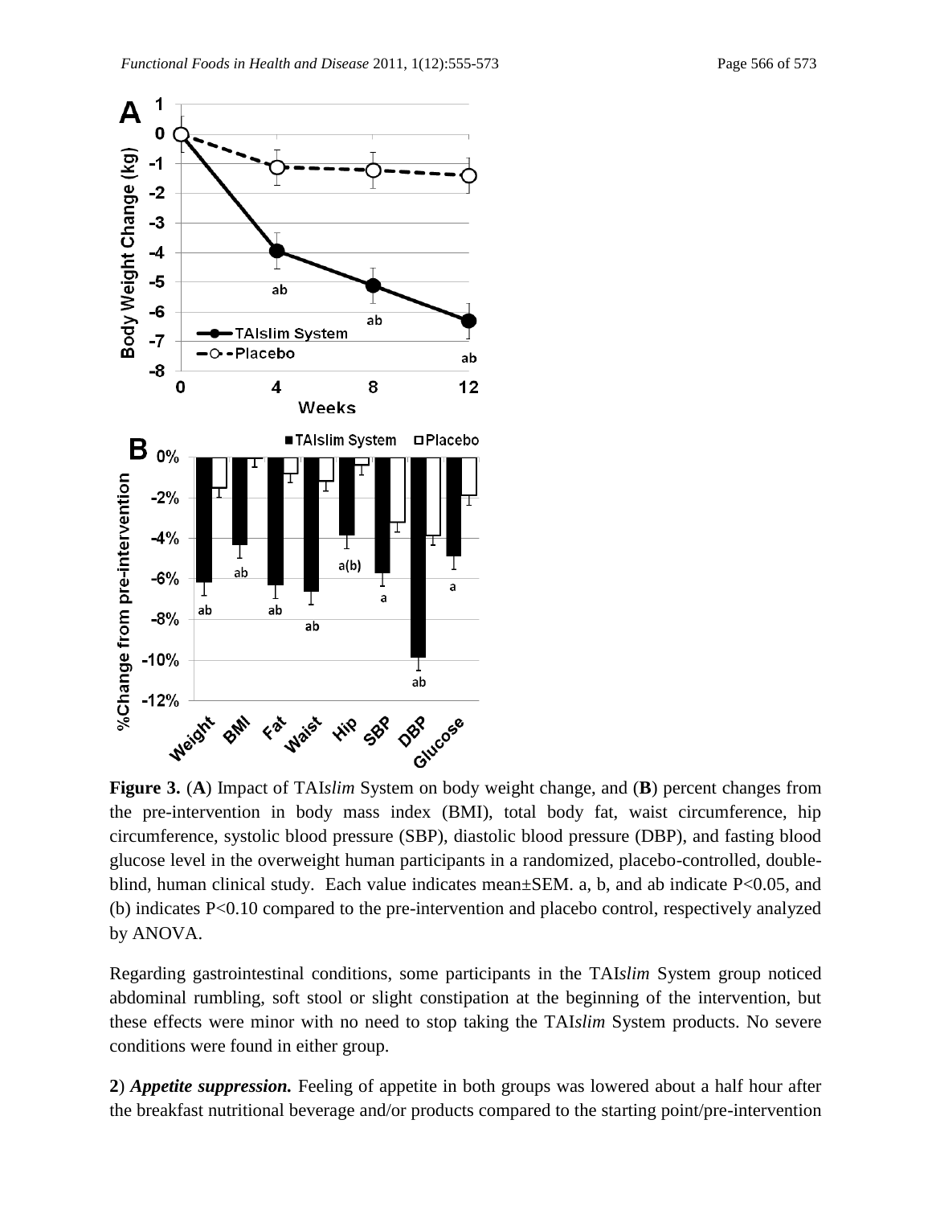**Figure 3.** (**A**) Impact of TAI*slim* System on body weight change, and (**B**) percent changes from the pre-intervention in body mass index (BMI), total body fat, waist circumference, hip circumference, systolic blood pressure (SBP), diastolic blood pressure (DBP), and fasting blood glucose level in the overweight human participants in a randomized, placebo-controlled, double-blind, human clinical study. Each value indicates mean±SEM. a, b, and ab indicate P<0.05, and (b) indicates P<0.10 compared to the pre-intervention and placebo control, respectively analyzed by ANOVA.

Regarding gastrointestinal conditions, some participants in the TAI*slim* System group noticed abdominal rumbling, soft stool or slight constipation at the beginning of the intervention, but these effects were minor with no need to stop taking the TAI*slim* System products. No severe conditions were found in either group.

**2**) ***Appetite suppression.*** Feeling of appetite in both groups was lowered about a half hour after the breakfast nutritional beverage and/or products compared to the starting point/pre-intervention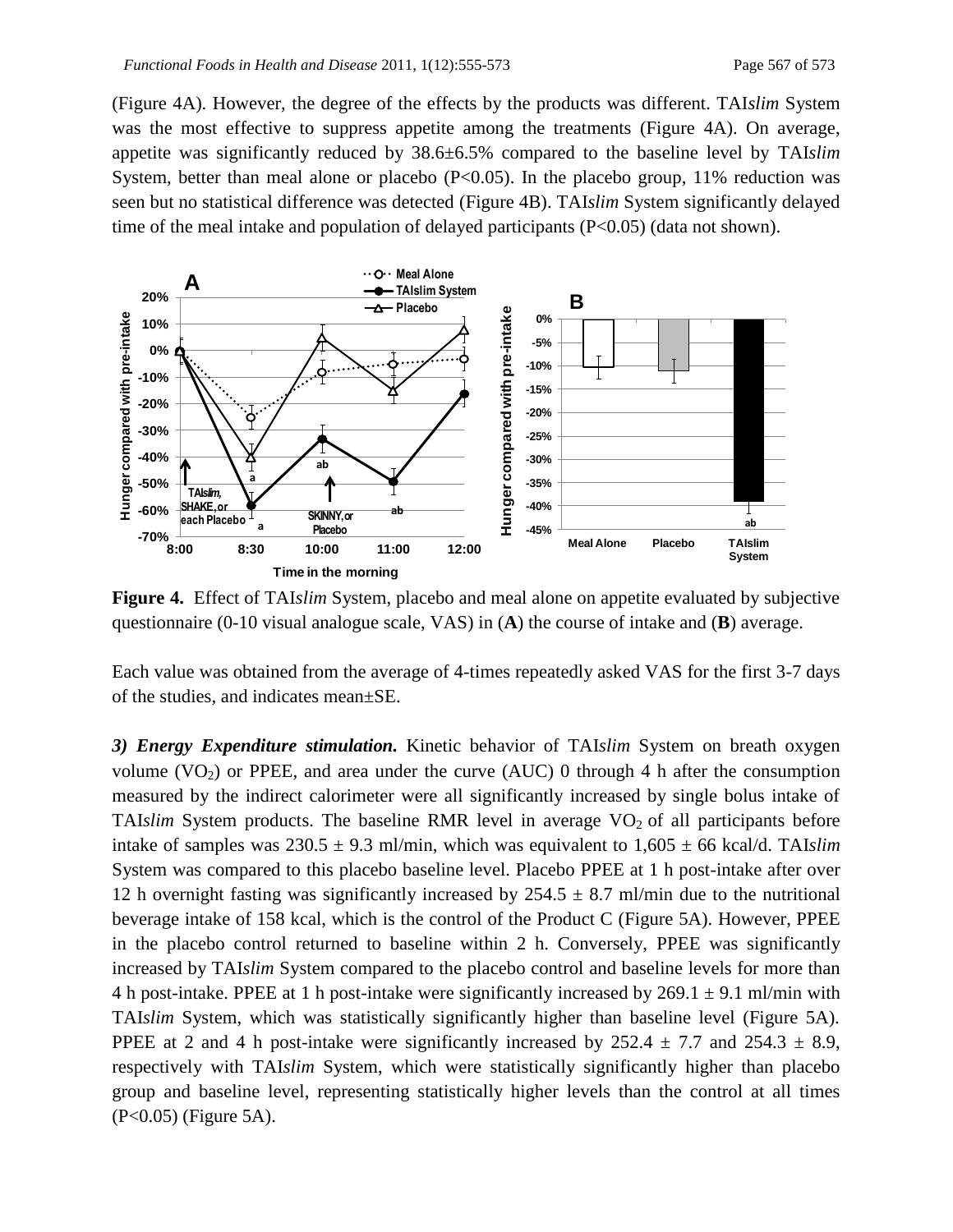(Figure 4A). However, the degree of the effects by the products was different. TAI*slim* System was the most effective to suppress appetite among the treatments (Figure 4A). On average, appetite was significantly reduced by 38.6±6.5% compared to the baseline level by TAI*slim* System, better than meal alone or placebo ($P<0.05$). In the placebo group, 11% reduction was seen but no statistical difference was detected (Figure 4B). TAI*slim* System significantly delayed time of the meal intake and population of delayed participants ($P<0.05$) (data not shown).

**Figure 4.** Effect of TAI*slim* System, placebo and meal alone on appetite evaluated by subjective questionnaire (0-10 visual analogue scale, VAS) in (**A**) the course of intake and (**B**) average.

Each value was obtained from the average of 4-times repeatedly asked VAS for the first 3-7 days of the studies, and indicates mean±SE.

***3) Energy Expenditure stimulation.*** Kinetic behavior of TAI*slim* System on breath oxygen volume ($VO_2$) or PPEE, and area under the curve (AUC) 0 through 4 h after the consumption measured by the indirect calorimeter were all significantly increased by single bolus intake of TAI*slim* System products. The baseline RMR level in average $VO_2$ of all participants before intake of samples was 230.5 ± 9.3 ml/min, which was equivalent to 1,605 ± 66 kcal/d. TAI*slim* System was compared to this placebo baseline level. Placebo PPEE at 1 h post-intake after over 12 h overnight fasting was significantly increased by 254.5 ± 8.7 ml/min due to the nutritional beverage intake of 158 kcal, which is the control of the Product C (Figure 5A). However, PPEE in the placebo control returned to baseline within 2 h. Conversely, PPEE was significantly increased by TAI*slim* System compared to the placebo control and baseline levels for more than 4 h post-intake. PPEE at 1 h post-intake were significantly increased by 269.1 ± 9.1 ml/min with TAI*slim* System, which was statistically significantly higher than baseline level (Figure 5A). PPEE at 2 and 4 h post-intake were significantly increased by 252.4 ± 7.7 and 254.3 ± 8.9, respectively with TAI*slim* System, which were statistically significantly higher than placebo group and baseline level, representing statistically higher levels than the control at all times ($P<0.05$) (Figure 5A).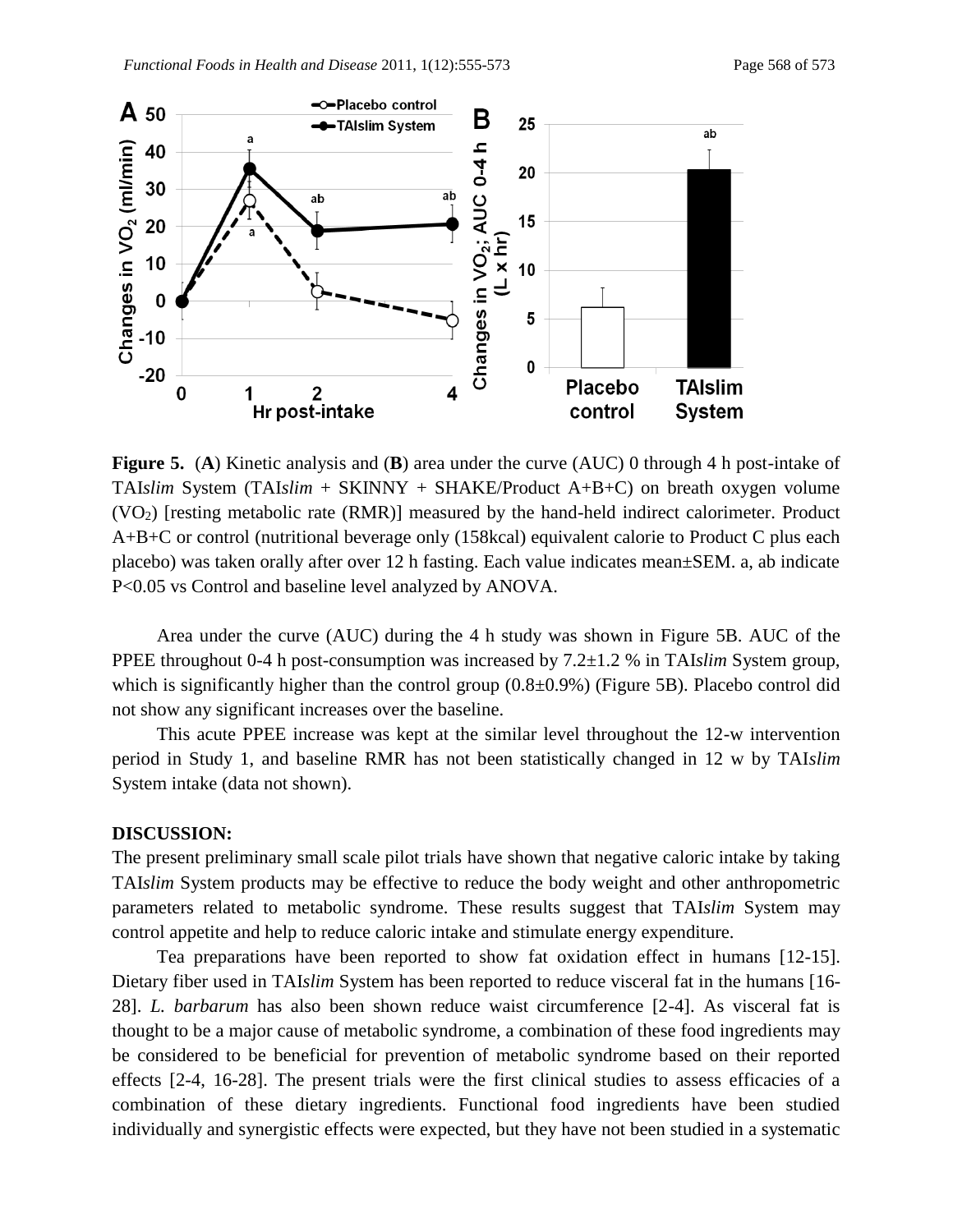**Figure 5.** (**A**) Kinetic analysis and (**B**) area under the curve (AUC) 0 through 4 h post-intake of TAI*slim* System (TAI*slim* + SKINNY + SHAKE/Product A+B+C) on breath oxygen volume ($VO_2$) [resting metabolic rate (RMR)] measured by the hand-held indirect calorimeter. Product A+B+C or control (nutritional beverage only (158kcal) equivalent calorie to Product C plus each placebo) was taken orally after over 12 h fasting. Each value indicates mean±SEM. a, ab indicate P<0.05 vs Control and baseline level analyzed by ANOVA.

Area under the curve (AUC) during the 4 h study was shown in Figure 5B. AUC of the PPEE throughout 0-4 h post-consumption was increased by 7.2±1.2 % in TAI*slim* System group, which is significantly higher than the control group (0.8±0.9%) (Figure 5B). Placebo control did not show any significant increases over the baseline.

This acute PPEE increase was kept at the similar level throughout the 12-w intervention period in Study 1, and baseline RMR has not been statistically changed in 12 w by TAI*slim* System intake (data not shown).

**DISCUSSION:**

The present preliminary small scale pilot trials have shown that negative caloric intake by taking TAI*slim* System products may be effective to reduce the body weight and other anthropometric parameters related to metabolic syndrome. These results suggest that TAI*slim* System may control appetite and help to reduce caloric intake and stimulate energy expenditure.

Tea preparations have been reported to show fat oxidation effect in humans [12-15]. Dietary fiber used in TAI*slim* System has been reported to reduce visceral fat in the humans [16-28]. *L. barbarum* has also been shown reduce waist circumference [2-4]. As visceral fat is thought to be a major cause of metabolic syndrome, a combination of these food ingredients may be considered to be beneficial for prevention of metabolic syndrome based on their reported effects [2-4, 16-28]. The present trials were the first clinical studies to assess efficacies of a combination of these dietary ingredients. Functional food ingredients have been studied individually and synergistic effects were expected, but they have not been studied in a systematic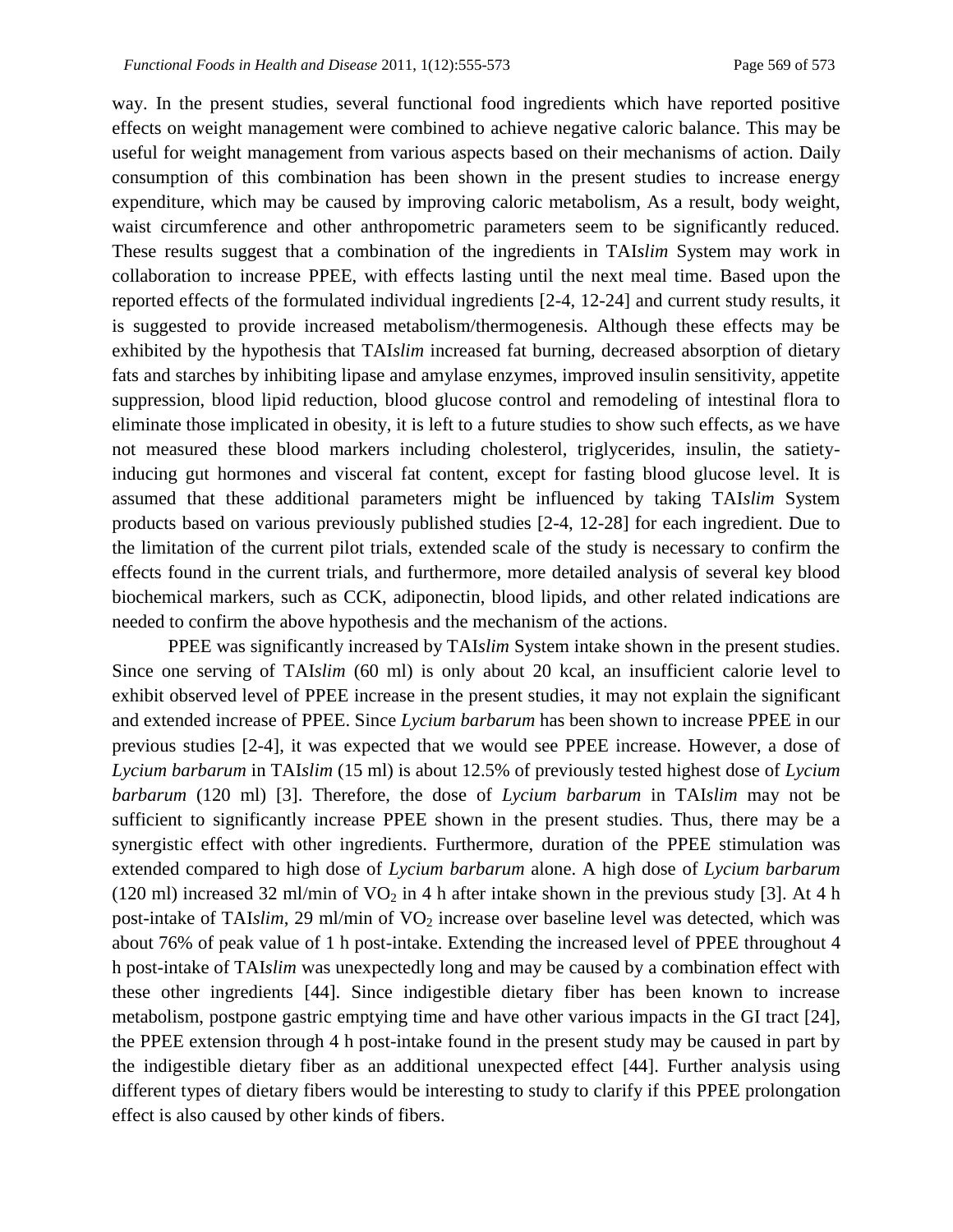way. In the present studies, several functional food ingredients which have reported positive effects on weight management were combined to achieve negative caloric balance. This may be useful for weight management from various aspects based on their mechanisms of action. Daily consumption of this combination has been shown in the present studies to increase energy expenditure, which may be caused by improving caloric metabolism, As a result, body weight, waist circumference and other anthropometric parameters seem to be significantly reduced. These results suggest that a combination of the ingredients in TAI*slim* System may work in collaboration to increase PPEE, with effects lasting until the next meal time. Based upon the reported effects of the formulated individual ingredients [2-4, 12-24] and current study results, it is suggested to provide increased metabolism/thermogenesis. Although these effects may be exhibited by the hypothesis that TAI*slim* increased fat burning, decreased absorption of dietary fats and starches by inhibiting lipase and amylase enzymes, improved insulin sensitivity, appetite suppression, blood lipid reduction, blood glucose control and remodeling of intestinal flora to eliminate those implicated in obesity, it is left to a future studies to show such effects, as we have not measured these blood markers including cholesterol, triglycerides, insulin, the satiety-inducing gut hormones and visceral fat content, except for fasting blood glucose level. It is assumed that these additional parameters might be influenced by taking TAI*slim* System products based on various previously published studies [2-4, 12-28] for each ingredient. Due to the limitation of the current pilot trials, extended scale of the study is necessary to confirm the effects found in the current trials, and furthermore, more detailed analysis of several key blood biochemical markers, such as CCK, adiponectin, blood lipids, and other related indications are needed to confirm the above hypothesis and the mechanism of the actions.

PPEE was significantly increased by TAI*slim* System intake shown in the present studies. Since one serving of TAI*slim* (60 ml) is only about 20 kcal, an insufficient calorie level to exhibit observed level of PPEE increase in the present studies, it may not explain the significant and extended increase of PPEE. Since *Lycium barbarum* has been shown to increase PPEE in our previous studies [2-4], it was expected that we would see PPEE increase. However, a dose of *Lycium barbarum* in TAI*slim* (15 ml) is about 12.5% of previously tested highest dose of *Lycium barbarum* (120 ml) [3]. Therefore, the dose of *Lycium barbarum* in TAI*slim* may not be sufficient to significantly increase PPEE shown in the present studies. Thus, there may be a synergistic effect with other ingredients. Furthermore, duration of the PPEE stimulation was extended compared to high dose of *Lycium barbarum* alone. A high dose of *Lycium barbarum* (120 ml) increased 32 ml/min of $VO_2$ in 4 h after intake shown in the previous study [3]. At 4 h post-intake of TAI*slim*, 29 ml/min of $VO_2$ increase over baseline level was detected, which was about 76% of peak value of 1 h post-intake. Extending the increased level of PPEE throughout 4 h post-intake of TAI*slim* was unexpectedly long and may be caused by a combination effect with these other ingredients [44]. Since indigestible dietary fiber has been known to increase metabolism, postpone gastric emptying time and have other various impacts in the GI tract [24], the PPEE extension through 4 h post-intake found in the present study may be caused in part by the indigestible dietary fiber as an additional unexpected effect [44]. Further analysis using different types of dietary fibers would be interesting to study to clarify if this PPEE prolongation effect is also caused by other kinds of fibers.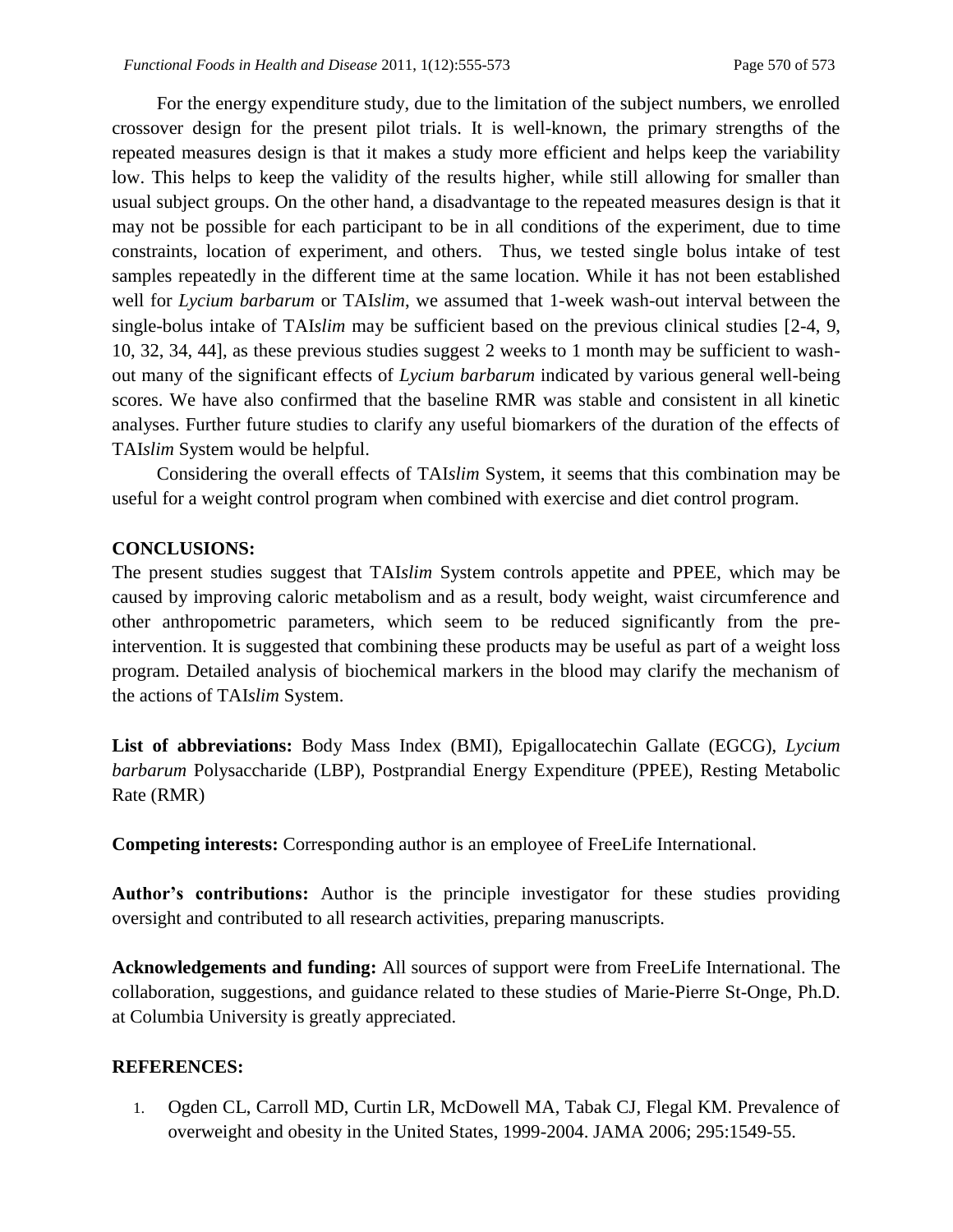For the energy expenditure study, due to the limitation of the subject numbers, we enrolled crossover design for the present pilot trials. It is well-known, the primary strengths of the repeated measures design is that it makes a study more efficient and helps keep the variability low. This helps to keep the validity of the results higher, while still allowing for smaller than usual subject groups. On the other hand, a disadvantage to the repeated measures design is that it may not be possible for each participant to be in all conditions of the experiment, due to time constraints, location of experiment, and others. Thus, we tested single bolus intake of test samples repeatedly in the different time at the same location. While it has not been established well for *Lycium barbarum* or TAI*slim*, we assumed that 1-week wash-out interval between the single-bolus intake of TAI*slim* may be sufficient based on the previous clinical studies [2-4, 9, 10, 32, 34, 44], as these previous studies suggest 2 weeks to 1 month may be sufficient to wash-out many of the significant effects of *Lycium barbarum* indicated by various general well-being scores. We have also confirmed that the baseline RMR was stable and consistent in all kinetic analyses. Further future studies to clarify any useful biomarkers of the duration of the effects of TAI*slim* System would be helpful.

Considering the overall effects of TAI*slim* System, it seems that this combination may be useful for a weight control program when combined with exercise and diet control program.

**CONCLUSIONS:**

The present studies suggest that TAI*slim* System controls appetite and PPEE, which may be caused by improving caloric metabolism and as a result, body weight, waist circumference and other anthropometric parameters, which seem to be reduced significantly from the pre-intervention. It is suggested that combining these products may be useful as part of a weight loss program. Detailed analysis of biochemical markers in the blood may clarify the mechanism of the actions of TAI*slim* System.

**List of abbreviations:** Body Mass Index (BMI), Epigallocatechin Gallate (EGCG), *Lycium barbarum* Polysaccharide (LBP), Postprandial Energy Expenditure (PPEE), Resting Metabolic Rate (RMR)

**Competing interests:** Corresponding author is an employee of FreeLife International.

**Author's contributions:** Author is the principle investigator for these studies providing oversight and contributed to all research activities, preparing manuscripts.

**Acknowledgements and funding:** All sources of support were from FreeLife International. The collaboration, suggestions, and guidance related to these studies of Marie-Pierre St-Onge, Ph.D. at Columbia University is greatly appreciated.

**REFERENCES:**

1. Ogden CL, Carroll MD, Curtin LR, McDowell MA, Tabak CJ, Flegal KM. Prevalence of overweight and obesity in the United States, 1999-2004. JAMA 2006; 295:1549-55.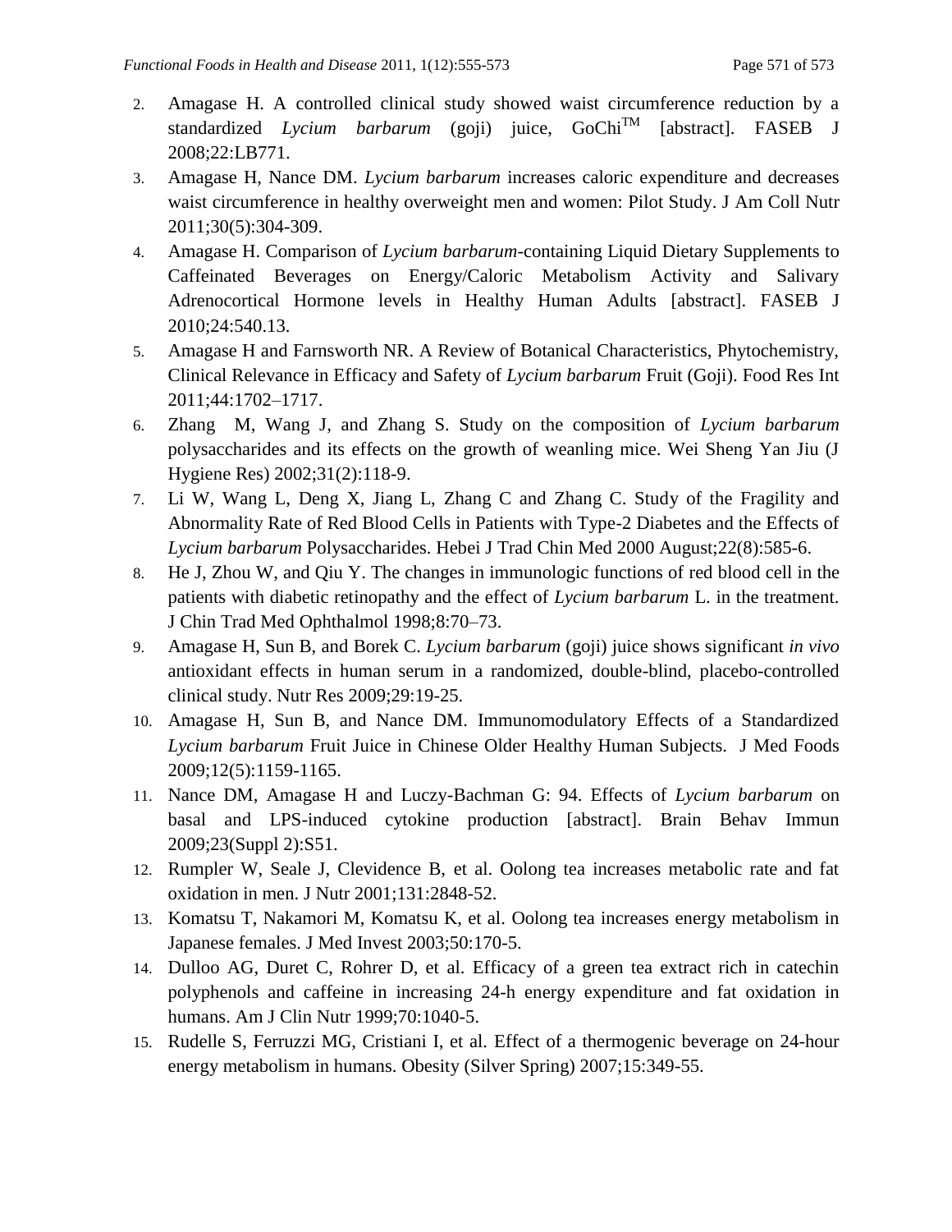2. Amagase H. A controlled clinical study showed waist circumference reduction by a standardized *Lycium barbarum* (goji) juice, GoChi™ [abstract]. FASEB J 2008;22:LB771.
3. Amagase H, Nance DM. *Lycium barbarum* increases caloric expenditure and decreases waist circumference in healthy overweight men and women: Pilot Study. J Am Coll Nutr 2011;30(5):304-309.
4. Amagase H. Comparison of *Lycium barbarum*-containing Liquid Dietary Supplements to Caffeinated Beverages on Energy/Caloric Metabolism Activity and Salivary Adrenocortical Hormone levels in Healthy Human Adults [abstract]. FASEB J 2010;24:540.13.
5. Amagase H and Farnsworth NR. A Review of Botanical Characteristics, Phytochemistry, Clinical Relevance in Efficacy and Safety of *Lycium barbarum* Fruit (Goji). Food Res Int 2011;44:1702–1717.
6. Zhang M, Wang J, and Zhang S. Study on the composition of *Lycium barbarum* polysaccharides and its effects on the growth of weanling mice. Wei Sheng Yan Jiu (J Hygiene Res) 2002;31(2):118-9.
7. Li W, Wang L, Deng X, Jiang L, Zhang C and Zhang C. Study of the Fragility and Abnormality Rate of Red Blood Cells in Patients with Type-2 Diabetes and the Effects of *Lycium barbarum* Polysaccharides. Hebei J Trad Chin Med 2000 August;22(8):585-6.
8. He J, Zhou W, and Qiu Y. The changes in immunologic functions of red blood cell in the patients with diabetic retinopathy and the effect of *Lycium barbarum* L. in the treatment. J Chin Trad Med Ophthalmol 1998;8:70–73.
9. Amagase H, Sun B, and Borek C. *Lycium barbarum* (goji) juice shows significant *in vivo* antioxidant effects in human serum in a randomized, double-blind, placebo-controlled clinical study. Nutr Res 2009;29:19-25.
10. Amagase H, Sun B, and Nance DM. Immunomodulatory Effects of a Standardized *Lycium barbarum* Fruit Juice in Chinese Older Healthy Human Subjects. J Med Foods 2009;12(5):1159-1165.
11. Nance DM, Amagase H and Luczy-Bachman G: 94. Effects of *Lycium barbarum* on basal and LPS-induced cytokine production [abstract]. Brain Behav Immun 2009;23(Suppl 2):S51.
12. Rumpler W, Seale J, Clevidence B, et al. Oolong tea increases metabolic rate and fat oxidation in men. J Nutr 2001;131:2848-52.
13. Komatsu T, Nakamori M, Komatsu K, et al. Oolong tea increases energy metabolism in Japanese females. J Med Invest 2003;50:170-5.
14. Dulloo AG, Duret C, Rohrer D, et al. Efficacy of a green tea extract rich in catechin polyphenols and caffeine in increasing 24-h energy expenditure and fat oxidation in humans. Am J Clin Nutr 1999;70:1040-5.
15. Rudelle S, Ferruzzi MG, Cristiani I, et al. Effect of a thermogenic beverage on 24-hour energy metabolism in humans. Obesity (Silver Spring) 2007;15:349-55.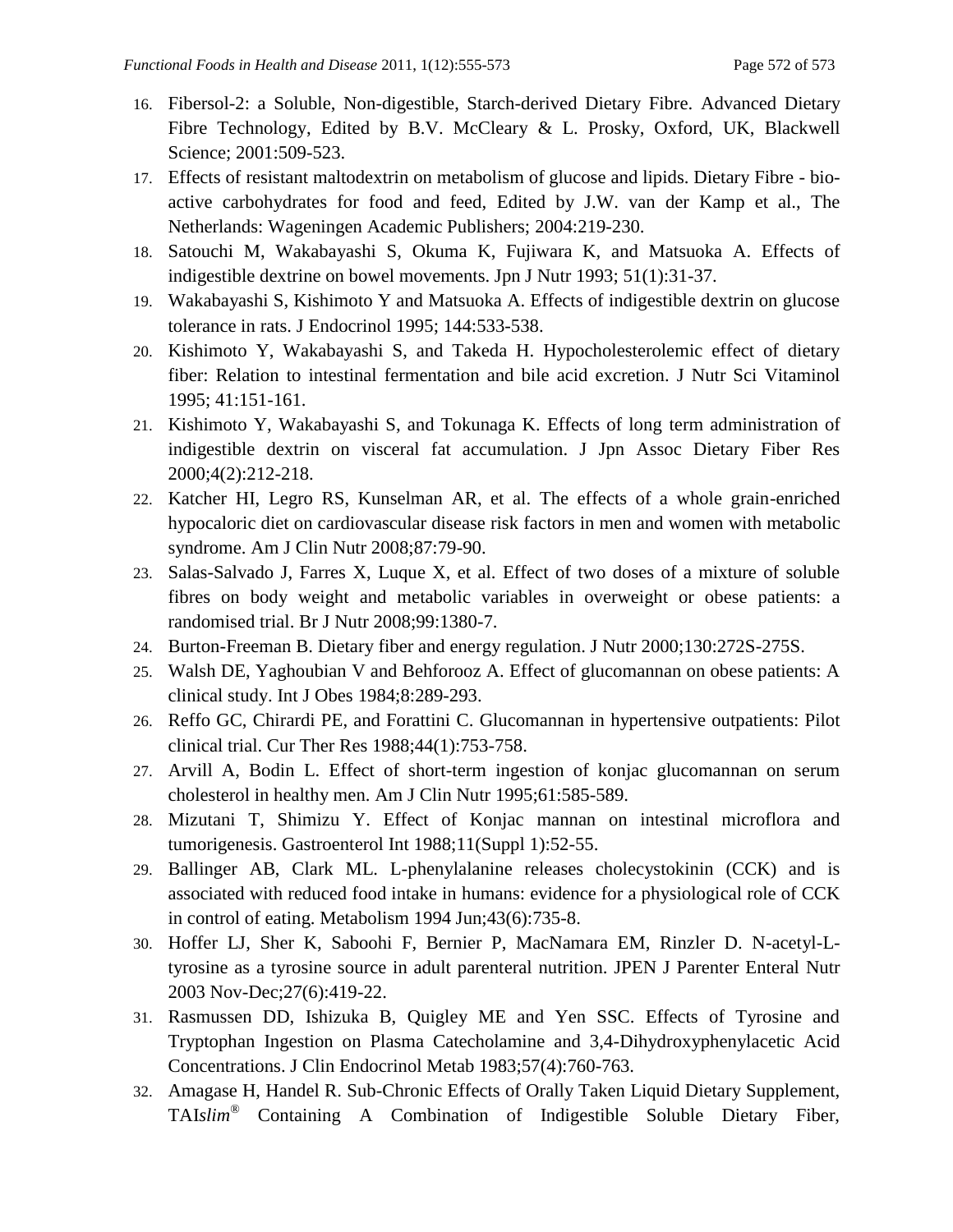16. Fibersol-2: a Soluble, Non-digestible, Starch-derived Dietary Fibre. Advanced Dietary Fibre Technology, Edited by B.V. McCleary & L. Prosky, Oxford, UK, Blackwell Science; 2001:509-523.
17. Effects of resistant maltodextrin on metabolism of glucose and lipids. Dietary Fibre - bio-active carbohydrates for food and feed, Edited by J.W. van der Kamp et al., The Netherlands: Wageningen Academic Publishers; 2004:219-230.
18. Satouchi M, Wakabayashi S, Okuma K, Fujiwara K, and Matsuoka A. Effects of indigestible dextrine on bowel movements. Jpn J Nutr 1993; 51(1):31-37.
19. Wakabayashi S, Kishimoto Y and Matsuoka A. Effects of indigestible dextrin on glucose tolerance in rats. J Endocrinol 1995; 144:533-538.
20. Kishimoto Y, Wakabayashi S, and Takeda H. Hypocholesterolemic effect of dietary fiber: Relation to intestinal fermentation and bile acid excretion. J Nutr Sci Vitaminol 1995; 41:151-161.
21. Kishimoto Y, Wakabayashi S, and Tokunaga K. Effects of long term administration of indigestible dextrin on visceral fat accumulation. J Jpn Assoc Dietary Fiber Res 2000;4(2):212-218.
22. Katcher HI, Legro RS, Kunselman AR, et al. The effects of a whole grain-enriched hypocaloric diet on cardiovascular disease risk factors in men and women with metabolic syndrome. Am J Clin Nutr 2008;87:79-90.
23. Salas-Salvado J, Farres X, Luque X, et al. Effect of two doses of a mixture of soluble fibres on body weight and metabolic variables in overweight or obese patients: a randomised trial. Br J Nutr 2008;99:1380-7.
24. Burton-Freeman B. Dietary fiber and energy regulation. J Nutr 2000;130:272S-275S.
25. Walsh DE, Yaghoubian V and Behforooz A. Effect of glucomannan on obese patients: A clinical study. Int J Obes 1984;8:289-293.
26. Reffo GC, Chirardi PE, and Forattini C. Glucomannan in hypertensive outpatients: Pilot clinical trial. Cur Ther Res 1988;44(1):753-758.
27. Arvill A, Bodin L. Effect of short-term ingestion of konjac glucomannan on serum cholesterol in healthy men. Am J Clin Nutr 1995;61:585-589.
28. Mizutani T, Shimizu Y. Effect of Konjac mannan on intestinal microflora and tumorigenesis. Gastroenterol Int 1988;11(Suppl 1):52-55.
29. Ballinger AB, Clark ML. L-phenylalanine releases cholecystokinin (CCK) and is associated with reduced food intake in humans: evidence for a physiological role of CCK in control of eating. Metabolism 1994 Jun;43(6):735-8.
30. Hoffer LJ, Sher K, Saboohi F, Bernier P, MacNamara EM, Rinzler D. N-acetyl-L-tyrosine as a tyrosine source in adult parenteral nutrition. JPEN J Parenter Enteral Nutr 2003 Nov-Dec;27(6):419-22.
31. Rasmussen DD, Ishizuka B, Quigley ME and Yen SSC. Effects of Tyrosine and Tryptophan Ingestion on Plasma Catecholamine and 3,4-Dihydroxyphenylacetic Acid Concentrations. J Clin Endocrinol Metab 1983;57(4):760-763.
32. Amagase H, Handel R. Sub-Chronic Effects of Orally Taken Liquid Dietary Supplement, TAI*slim*® Containing A Combination of Indigestible Soluble Dietary Fiber,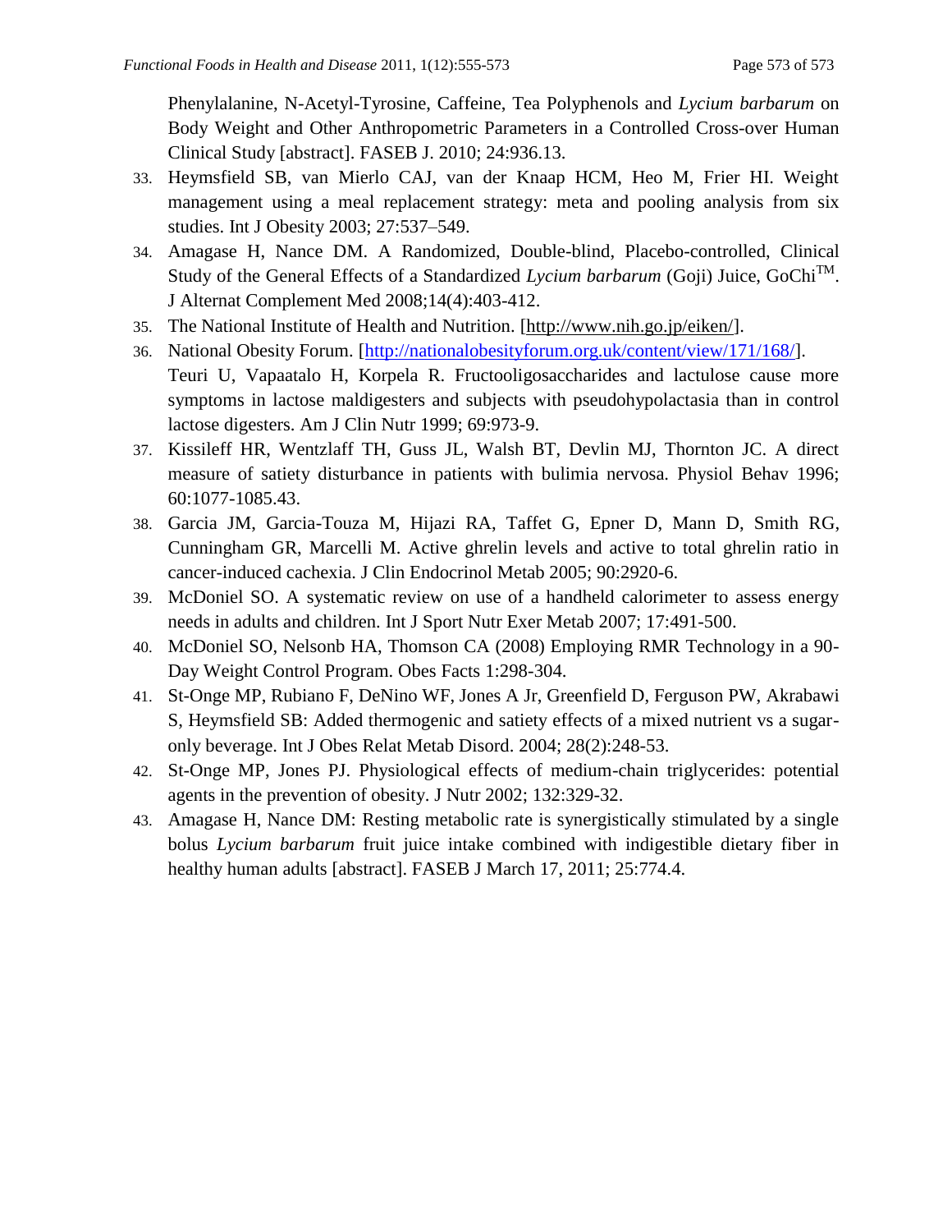Phenylalanine, N-Acetyl-Tyrosine, Caffeine, Tea Polyphenols and *Lycium barbarum* on Body Weight and Other Anthropometric Parameters in a Controlled Cross-over Human Clinical Study [abstract]. FASEB J. 2010; 24:936.13.

33. Heymsfield SB, van Mierlo CAJ, van der Knaap HCM, Heo M, Frier HI. Weight management using a meal replacement strategy: meta and pooling analysis from six studies. Int J Obesity 2003; 27:537–549.
34. Amagase H, Nance DM. A Randomized, Double-blind, Placebo-controlled, Clinical Study of the General Effects of a Standardized *Lycium barbarum* (Goji) Juice, GoChi$^{TM}$. J Alternat Complement Med 2008;14(4):403-412.
35. The National Institute of Health and Nutrition. [http://www.nih.go.jp/eiken/].
36. National Obesity Forum. [http://nationalobesityforum.org.uk/content/view/171/168/].
    Teuri U, Vapaatalo H, Korpela R. Fructooligosaccharides and lactulose cause more symptoms in lactose maldigesters and subjects with pseudohypolactasia than in control lactose digesters. Am J Clin Nutr 1999; 69:973-9.
37. Kissileff HR, Wentzlaff TH, Guss JL, Walsh BT, Devlin MJ, Thornton JC. A direct measure of satiety disturbance in patients with bulimia nervosa. Physiol Behav 1996; 60:1077-1085.43.
38. Garcia JM, Garcia-Touza M, Hijazi RA, Taffet G, Epner D, Mann D, Smith RG, Cunningham GR, Marcelli M. Active ghrelin levels and active to total ghrelin ratio in cancer-induced cachexia. J Clin Endocrinol Metab 2005; 90:2920-6.
39. McDoniel SO. A systematic review on use of a handheld calorimeter to assess energy needs in adults and children. Int J Sport Nutr Exer Metab 2007; 17:491-500.
40. McDoniel SO, Nelsonb HA, Thomson CA (2008) Employing RMR Technology in a 90-Day Weight Control Program. Obes Facts 1:298-304.
41. St-Onge MP, Rubiano F, DeNino WF, Jones A Jr, Greenfield D, Ferguson PW, Akrabawi S, Heymsfield SB: Added thermogenic and satiety effects of a mixed nutrient vs a sugar-only beverage. Int J Obes Relat Metab Disord. 2004; 28(2):248-53.
42. St-Onge MP, Jones PJ. Physiological effects of medium-chain triglycerides: potential agents in the prevention of obesity. J Nutr 2002; 132:329-32.
43. Amagase H, Nance DM: Resting metabolic rate is synergistically stimulated by a single bolus *Lycium barbarum* fruit juice intake combined with indigestible dietary fiber in healthy human adults [abstract]. FASEB J March 17, 2011; 25:774.4.